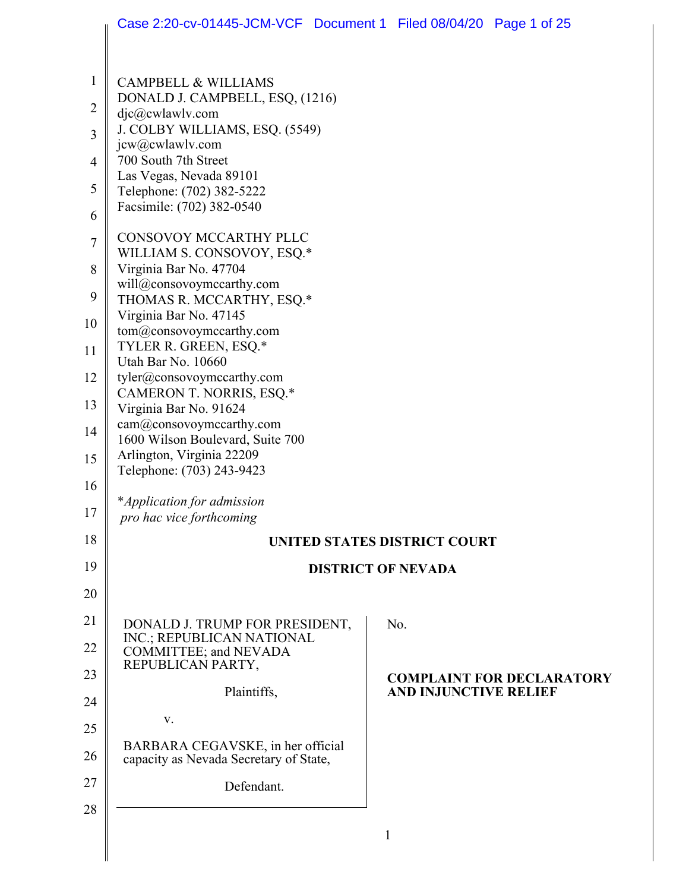CAMPBELL & WILLIAMS
DONALD J. CAMPBELL, ESQ, (1216)
djc@cwlawlv.com
J. COLBY WILLIAMS, ESQ. (5549)
jcw@cwlawlv.com
700 South 7th Street
Las Vegas, Nevada 89101
Telephone: (702) 382-5222
Facsimile: (702) 382-0540

CONSOVOY MCCARTHY PLLC
WILLIAM S. CONSOVOY, ESQ.*
Virginia Bar No. 47704
will@consovoymccarthy.com
THOMAS R. MCCARTHY, ESQ.*
Virginia Bar No. 47145
tom@consovoymccarthy.com
TYLER R. GREEN, ESQ.*
Utah Bar No. 10660
tyler@consovoymccarthy.com
CAMERON T. NORRIS, ESQ.*
Virginia Bar No. 91624
cam@consovoymccarthy.com
1600 Wilson Boulevard, Suite 700
Arlington, Virginia 22209
Telephone: (703) 243-9423

**Application for admission pro hac vice forthcoming*

**UNITED STATES DISTRICT COURT**

**DISTRICT OF NEVADA**

| | |
|---|---|
| DONALD J. TRUMP FOR PRESIDENT, INC.; REPUBLICAN NATIONAL COMMITTEE; and NEVADA REPUBLICAN PARTY,<br><br>Plaintiffs,<br><br>v.<br><br>BARBARA CEGAVSKE, in her official capacity as Nevada Secretary of State,<br><br>Defendant. | No.<br><br>**COMPLAINT FOR DECLARATORY AND INJUNCTIVE RELIEF** |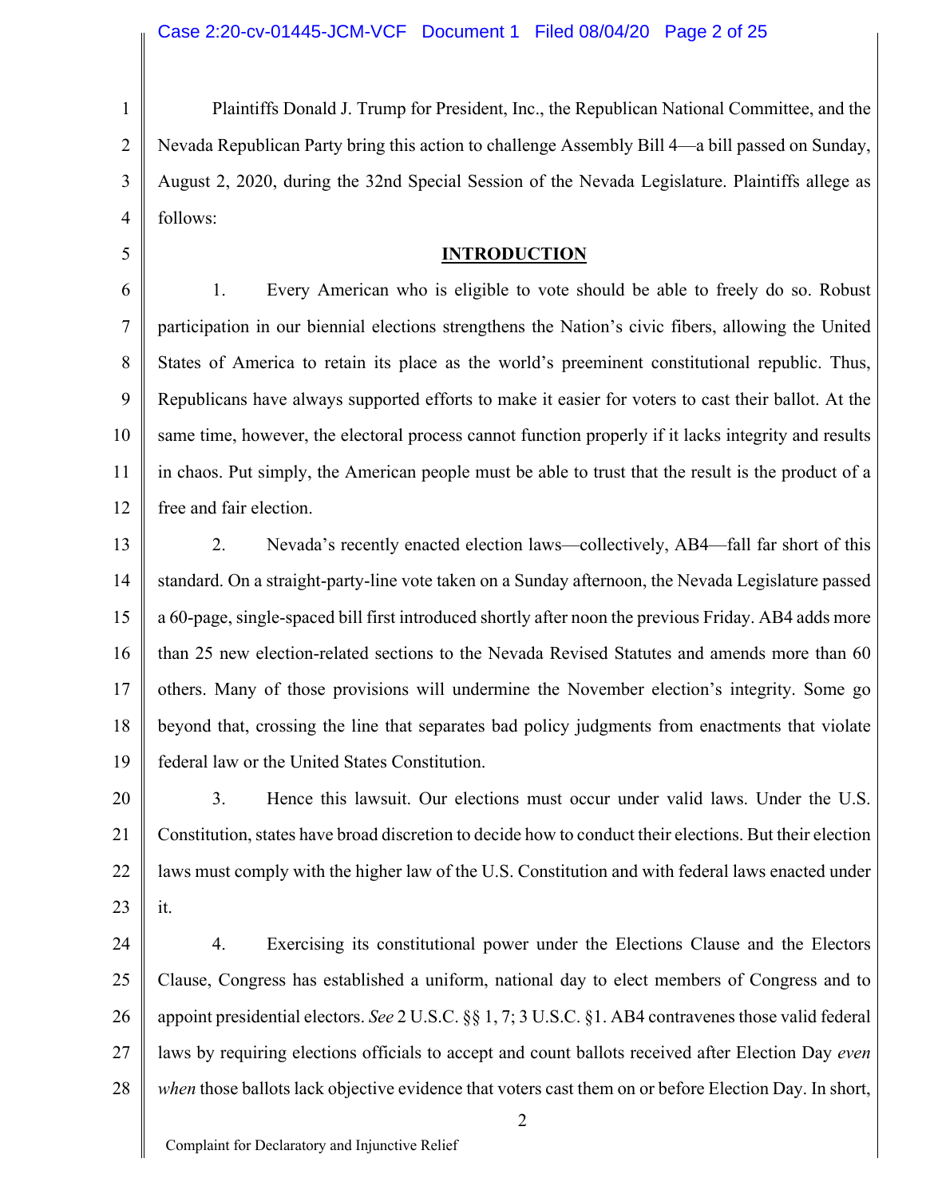Plaintiffs Donald J. Trump for President, Inc., the Republican National Committee, and the Nevada Republican Party bring this action to challenge Assembly Bill 4—a bill passed on Sunday, August 2, 2020, during the 32nd Special Session of the Nevada Legislature. Plaintiffs allege as follows:

## **INTRODUCTION**

1. Every American who is eligible to vote should be able to freely do so. Robust participation in our biennial elections strengthens the Nation's civic fibers, allowing the United States of America to retain its place as the world's preeminent constitutional republic. Thus, Republicans have always supported efforts to make it easier for voters to cast their ballot. At the same time, however, the electoral process cannot function properly if it lacks integrity and results in chaos. Put simply, the American people must be able to trust that the result is the product of a free and fair election.

2. Nevada's recently enacted election laws—collectively, AB4—fall far short of this standard. On a straight-party-line vote taken on a Sunday afternoon, the Nevada Legislature passed a 60-page, single-spaced bill first introduced shortly after noon the previous Friday. AB4 adds more than 25 new election-related sections to the Nevada Revised Statutes and amends more than 60 others. Many of those provisions will undermine the November election's integrity. Some go beyond that, crossing the line that separates bad policy judgments from enactments that violate federal law or the United States Constitution.

3. Hence this lawsuit. Our elections must occur under valid laws. Under the U.S. Constitution, states have broad discretion to decide how to conduct their elections. But their election laws must comply with the higher law of the U.S. Constitution and with federal laws enacted under it.

4. Exercising its constitutional power under the Elections Clause and the Electors Clause, Congress has established a uniform, national day to elect members of Congress and to appoint presidential electors. *See* 2 U.S.C. §§ 1, 7; 3 U.S.C. §1. AB4 contravenes those valid federal laws by requiring elections officials to accept and count ballots received after Election Day *even when* those ballots lack objective evidence that voters cast them on or before Election Day. In short,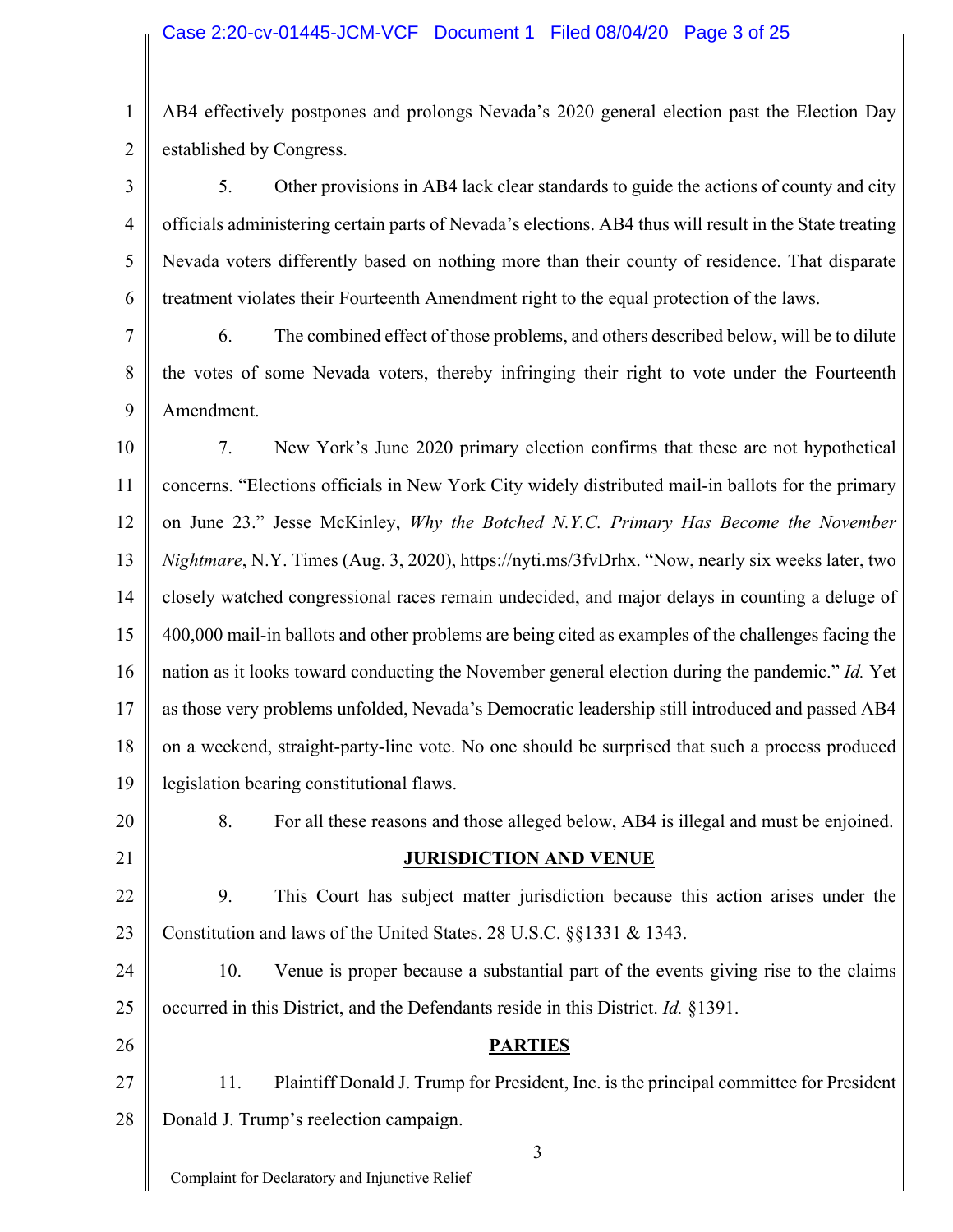AB4 effectively postpones and prolongs Nevada's 2020 general election past the Election Day established by Congress.

5. Other provisions in AB4 lack clear standards to guide the actions of county and city officials administering certain parts of Nevada's elections. AB4 thus will result in the State treating Nevada voters differently based on nothing more than their county of residence. That disparate treatment violates their Fourteenth Amendment right to the equal protection of the laws.

6. The combined effect of those problems, and others described below, will be to dilute the votes of some Nevada voters, thereby infringing their right to vote under the Fourteenth Amendment.

7. New York's June 2020 primary election confirms that these are not hypothetical concerns. "Elections officials in New York City widely distributed mail-in ballots for the primary on June 23." Jesse McKinley, *Why the Botched N.Y.C. Primary Has Become the November Nightmare*, N.Y. Times (Aug. 3, 2020), https://nyti.ms/3fvDrhx. "Now, nearly six weeks later, two closely watched congressional races remain undecided, and major delays in counting a deluge of 400,000 mail-in ballots and other problems are being cited as examples of the challenges facing the nation as it looks toward conducting the November general election during the pandemic." *Id.* Yet as those very problems unfolded, Nevada's Democratic leadership still introduced and passed AB4 on a weekend, straight-party-line vote. No one should be surprised that such a process produced legislation bearing constitutional flaws.

8. For all these reasons and those alleged below, AB4 is illegal and must be enjoined.

## JURISDICTION AND VENUE

9. This Court has subject matter jurisdiction because this action arises under the Constitution and laws of the United States. 28 U.S.C. §§1331 & 1343.

10. Venue is proper because a substantial part of the events giving rise to the claims occurred in this District, and the Defendants reside in this District. *Id.* §1391.

## PARTIES

11. Plaintiff Donald J. Trump for President, Inc. is the principal committee for President Donald J. Trump's reelection campaign.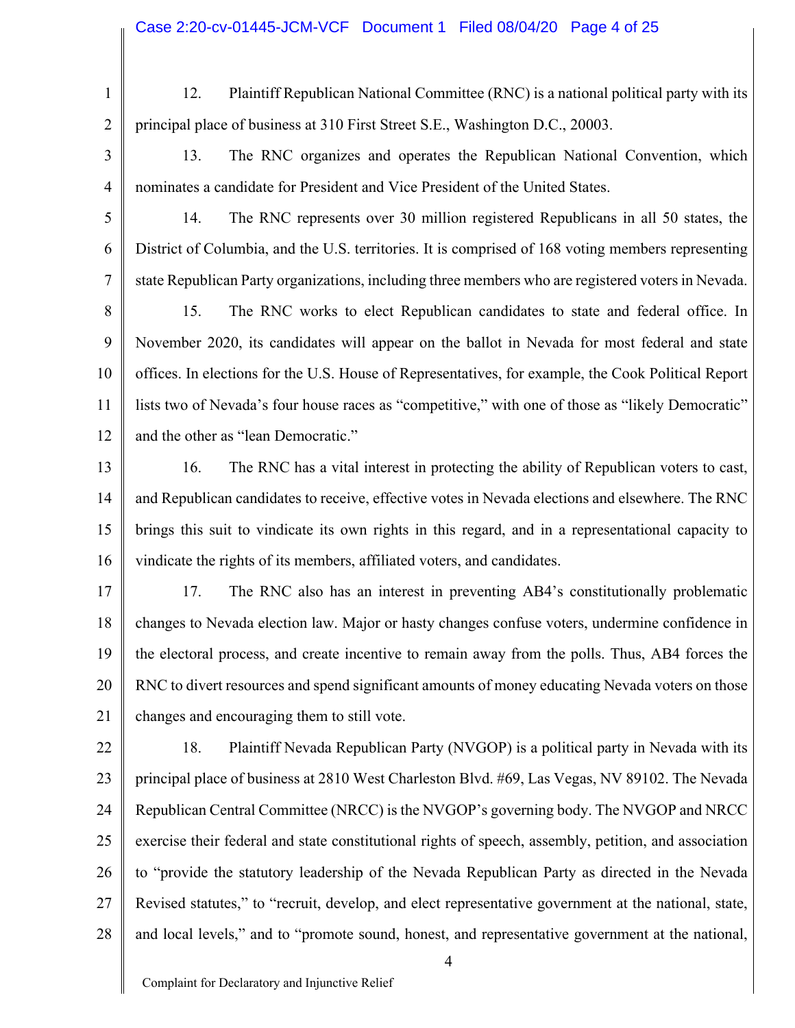12. Plaintiff Republican National Committee (RNC) is a national political party with its principal place of business at 310 First Street S.E., Washington D.C., 20003.

13. The RNC organizes and operates the Republican National Convention, which nominates a candidate for President and Vice President of the United States.

14. The RNC represents over 30 million registered Republicans in all 50 states, the District of Columbia, and the U.S. territories. It is comprised of 168 voting members representing state Republican Party organizations, including three members who are registered voters in Nevada.

15. The RNC works to elect Republican candidates to state and federal office. In November 2020, its candidates will appear on the ballot in Nevada for most federal and state offices. In elections for the U.S. House of Representatives, for example, the Cook Political Report lists two of Nevada's four house races as "competitive," with one of those as "likely Democratic" and the other as "lean Democratic."

16. The RNC has a vital interest in protecting the ability of Republican voters to cast, and Republican candidates to receive, effective votes in Nevada elections and elsewhere. The RNC brings this suit to vindicate its own rights in this regard, and in a representational capacity to vindicate the rights of its members, affiliated voters, and candidates.

17. The RNC also has an interest in preventing AB4's constitutionally problematic changes to Nevada election law. Major or hasty changes confuse voters, undermine confidence in the electoral process, and create incentive to remain away from the polls. Thus, AB4 forces the RNC to divert resources and spend significant amounts of money educating Nevada voters on those changes and encouraging them to still vote.

18. Plaintiff Nevada Republican Party (NVGOP) is a political party in Nevada with its principal place of business at 2810 West Charleston Blvd. #69, Las Vegas, NV 89102. The Nevada Republican Central Committee (NRCC) is the NVGOP's governing body. The NVGOP and NRCC exercise their federal and state constitutional rights of speech, assembly, petition, and association to "provide the statutory leadership of the Nevada Republican Party as directed in the Nevada Revised statutes," to "recruit, develop, and elect representative government at the national, state, and local levels," and to "promote sound, honest, and representative government at the national,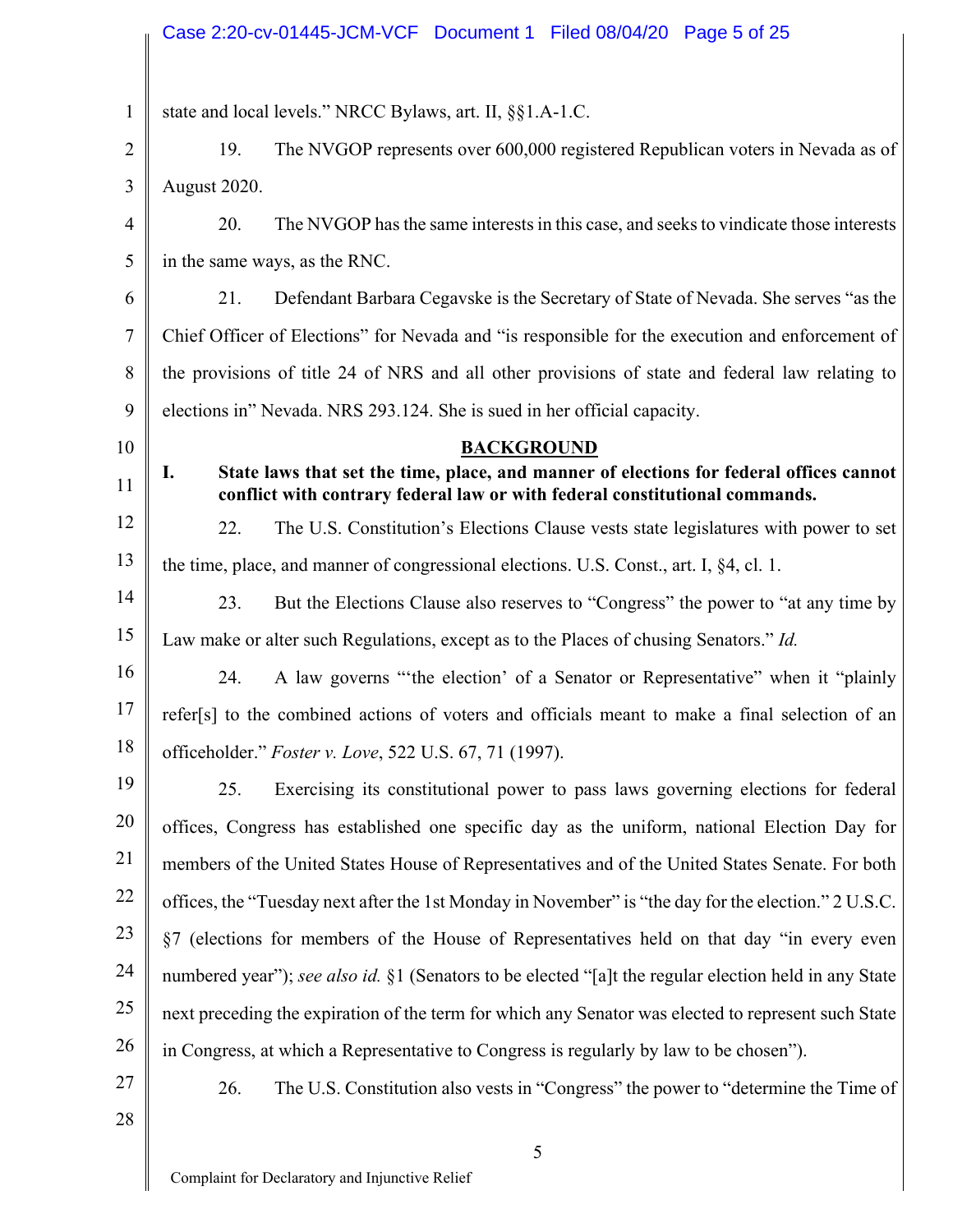state and local levels." NRCC Bylaws, art. II, §§1.A-1.C.

19. The NVGOP represents over 600,000 registered Republican voters in Nevada as of August 2020.

20. The NVGOP has the same interests in this case, and seeks to vindicate those interests in the same ways, as the RNC.

21. Defendant Barbara Cegavske is the Secretary of State of Nevada. She serves "as the Chief Officer of Elections" for Nevada and "is responsible for the execution and enforcement of the provisions of title 24 of NRS and all other provisions of state and federal law relating to elections in" Nevada. NRS 293.124. She is sued in her official capacity.

## BACKGROUND

### I. State laws that set the time, place, and manner of elections for federal offices cannot conflict with contrary federal law or with federal constitutional commands.

22. The U.S. Constitution's Elections Clause vests state legislatures with power to set the time, place, and manner of congressional elections. U.S. Const., art. I, §4, cl. 1.

23. But the Elections Clause also reserves to "Congress" the power to "at any time by Law make or alter such Regulations, except as to the Places of chusing Senators." *Id.*

24. A law governs "'the election' of a Senator or Representative" when it "plainly refer[s] to the combined actions of voters and officials meant to make a final selection of an officeholder." *Foster v. Love*, 522 U.S. 67, 71 (1997).

25. Exercising its constitutional power to pass laws governing elections for federal offices, Congress has established one specific day as the uniform, national Election Day for members of the United States House of Representatives and of the United States Senate. For both offices, the "Tuesday next after the 1st Monday in November" is "the day for the election." 2 U.S.C. §7 (elections for members of the House of Representatives held on that day "in every even numbered year"); *see also id.* §1 (Senators to be elected "[a]t the regular election held in any State next preceding the expiration of the term for which any Senator was elected to represent such State in Congress, at which a Representative to Congress is regularly by law to be chosen").

26. The U.S. Constitution also vests in "Congress" the power to "determine the Time of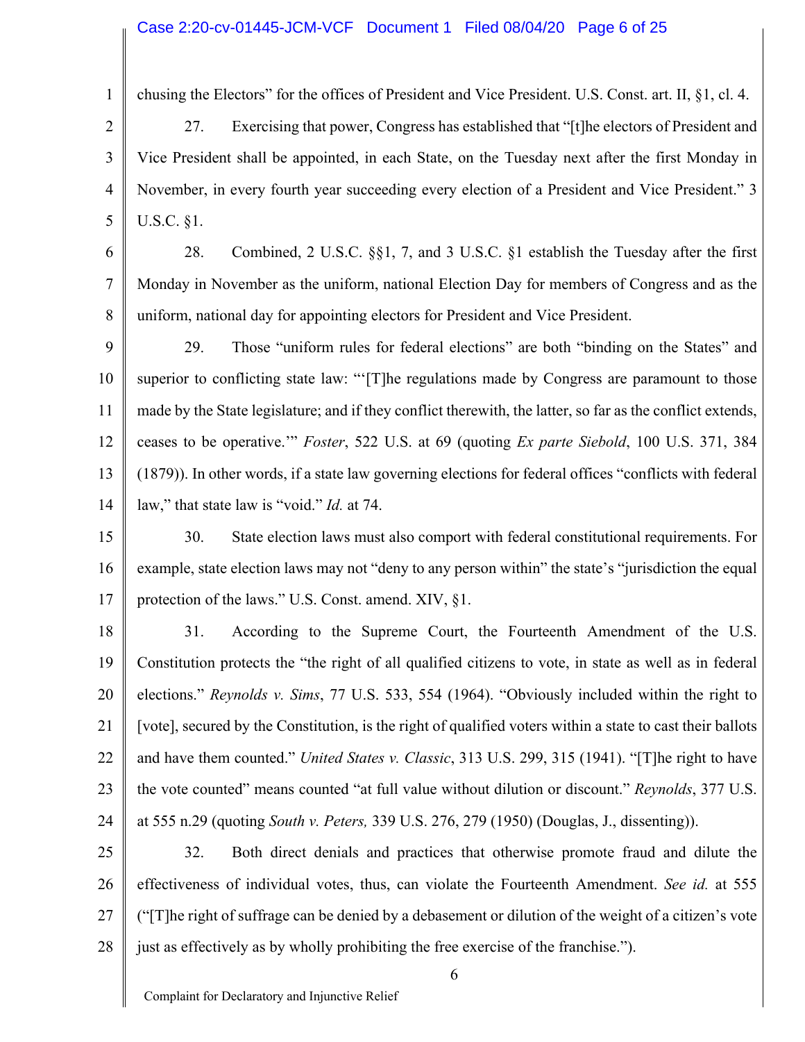chusing the Electors" for the offices of President and Vice President. U.S. Const. art. II, §1, cl. 4.

27. Exercising that power, Congress has established that "[t]he electors of President and Vice President shall be appointed, in each State, on the Tuesday next after the first Monday in November, in every fourth year succeeding every election of a President and Vice President." 3 U.S.C. §1.

28. Combined, 2 U.S.C. §§1, 7, and 3 U.S.C. §1 establish the Tuesday after the first Monday in November as the uniform, national Election Day for members of Congress and as the uniform, national day for appointing electors for President and Vice President.

29. Those "uniform rules for federal elections" are both "binding on the States" and superior to conflicting state law: "'[T]he regulations made by Congress are paramount to those made by the State legislature; and if they conflict therewith, the latter, so far as the conflict extends, ceases to be operative.'" *Foster*, 522 U.S. at 69 (quoting *Ex parte Siebold*, 100 U.S. 371, 384 (1879)). In other words, if a state law governing elections for federal offices "conflicts with federal law," that state law is "void." *Id.* at 74.

30. State election laws must also comport with federal constitutional requirements. For example, state election laws may not "deny to any person within" the state's "jurisdiction the equal protection of the laws." U.S. Const. amend. XIV, §1.

31. According to the Supreme Court, the Fourteenth Amendment of the U.S. Constitution protects the "the right of all qualified citizens to vote, in state as well as in federal elections." *Reynolds v. Sims*, 77 U.S. 533, 554 (1964). "Obviously included within the right to [vote], secured by the Constitution, is the right of qualified voters within a state to cast their ballots and have them counted." *United States v. Classic*, 313 U.S. 299, 315 (1941). "[T]he right to have the vote counted" means counted "at full value without dilution or discount." *Reynolds*, 377 U.S. at 555 n.29 (quoting *South v. Peters,* 339 U.S. 276, 279 (1950) (Douglas, J., dissenting)).

32. Both direct denials and practices that otherwise promote fraud and dilute the effectiveness of individual votes, thus, can violate the Fourteenth Amendment. *See id.* at 555 ("[T]he right of suffrage can be denied by a debasement or dilution of the weight of a citizen's vote just as effectively as by wholly prohibiting the free exercise of the franchise.").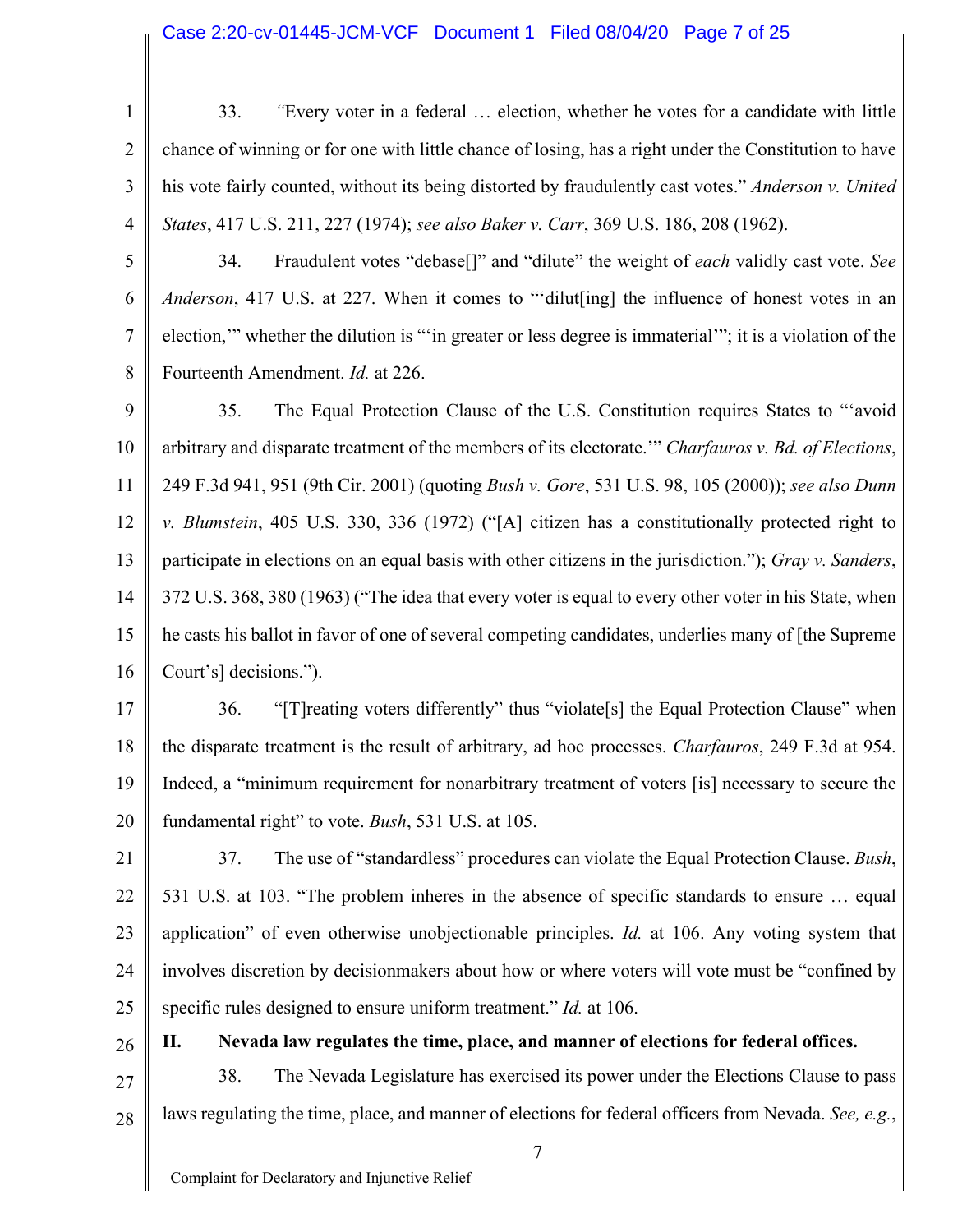33. *"*Every voter in a federal … election, whether he votes for a candidate with little chance of winning or for one with little chance of losing, has a right under the Constitution to have his vote fairly counted, without its being distorted by fraudulently cast votes." *Anderson v. United States*, 417 U.S. 211, 227 (1974); *see also Baker v. Carr*, 369 U.S. 186, 208 (1962).

34. Fraudulent votes "debase[]" and "dilute" the weight of *each* validly cast vote. *See Anderson*, 417 U.S. at 227. When it comes to "'dilut[ing] the influence of honest votes in an election,'" whether the dilution is "'in greater or less degree is immaterial'"; it is a violation of the Fourteenth Amendment. *Id.* at 226.

35. The Equal Protection Clause of the U.S. Constitution requires States to "'avoid arbitrary and disparate treatment of the members of its electorate.'" *Charfauros v. Bd. of Elections*, 249 F.3d 941, 951 (9th Cir. 2001) (quoting *Bush v. Gore*, 531 U.S. 98, 105 (2000)); *see also Dunn v. Blumstein*, 405 U.S. 330, 336 (1972) ("[A] citizen has a constitutionally protected right to participate in elections on an equal basis with other citizens in the jurisdiction."); *Gray v. Sanders*, 372 U.S. 368, 380 (1963) ("The idea that every voter is equal to every other voter in his State, when he casts his ballot in favor of one of several competing candidates, underlies many of [the Supreme Court's] decisions.").

36. "[T]reating voters differently" thus "violate[s] the Equal Protection Clause" when the disparate treatment is the result of arbitrary, ad hoc processes. *Charfauros*, 249 F.3d at 954. Indeed, a "minimum requirement for nonarbitrary treatment of voters [is] necessary to secure the fundamental right" to vote. *Bush*, 531 U.S. at 105.

37. The use of "standardless" procedures can violate the Equal Protection Clause. *Bush*, 531 U.S. at 103. "The problem inheres in the absence of specific standards to ensure … equal application" of even otherwise unobjectionable principles. *Id.* at 106. Any voting system that involves discretion by decisionmakers about how or where voters will vote must be "confined by specific rules designed to ensure uniform treatment." *Id.* at 106.

## II. Nevada law regulates the time, place, and manner of elections for federal offices.

38. The Nevada Legislature has exercised its power under the Elections Clause to pass laws regulating the time, place, and manner of elections for federal officers from Nevada. *See, e.g.*,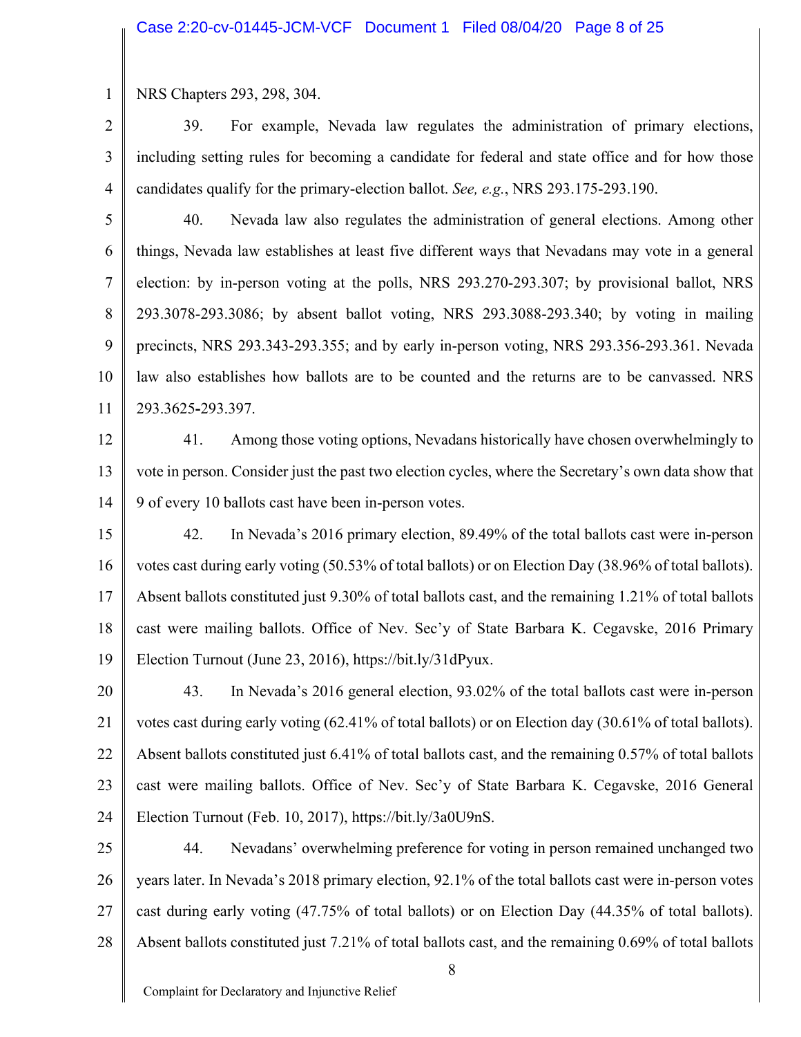NRS Chapters 293, 298, 304.

39. For example, Nevada law regulates the administration of primary elections, including setting rules for becoming a candidate for federal and state office and for how those candidates qualify for the primary-election ballot. *See, e.g.*, NRS 293.175-293.190.

40. Nevada law also regulates the administration of general elections. Among other things, Nevada law establishes at least five different ways that Nevadans may vote in a general election: by in-person voting at the polls, NRS 293.270-293.307; by provisional ballot, NRS 293.3078-293.3086; by absent ballot voting, NRS 293.3088-293.340; by voting in mailing precincts, NRS 293.343-293.355; and by early in-person voting, NRS 293.356-293.361. Nevada law also establishes how ballots are to be counted and the returns are to be canvassed. NRS 293.3625-293.397.

41. Among those voting options, Nevadans historically have chosen overwhelmingly to vote in person. Consider just the past two election cycles, where the Secretary's own data show that 9 of every 10 ballots cast have been in-person votes.

42. In Nevada's 2016 primary election, 89.49% of the total ballots cast were in-person votes cast during early voting (50.53% of total ballots) or on Election Day (38.96% of total ballots). Absent ballots constituted just 9.30% of total ballots cast, and the remaining 1.21% of total ballots cast were mailing ballots. Office of Nev. Sec'y of State Barbara K. Cegavske, 2016 Primary Election Turnout (June 23, 2016), https://bit.ly/31dPyux.

43. In Nevada's 2016 general election, 93.02% of the total ballots cast were in-person votes cast during early voting (62.41% of total ballots) or on Election day (30.61% of total ballots). Absent ballots constituted just 6.41% of total ballots cast, and the remaining 0.57% of total ballots cast were mailing ballots. Office of Nev. Sec'y of State Barbara K. Cegavske, 2016 General Election Turnout (Feb. 10, 2017), https://bit.ly/3a0U9nS.

44. Nevadans' overwhelming preference for voting in person remained unchanged two years later. In Nevada's 2018 primary election, 92.1% of the total ballots cast were in-person votes cast during early voting (47.75% of total ballots) or on Election Day (44.35% of total ballots). Absent ballots constituted just 7.21% of total ballots cast, and the remaining 0.69% of total ballots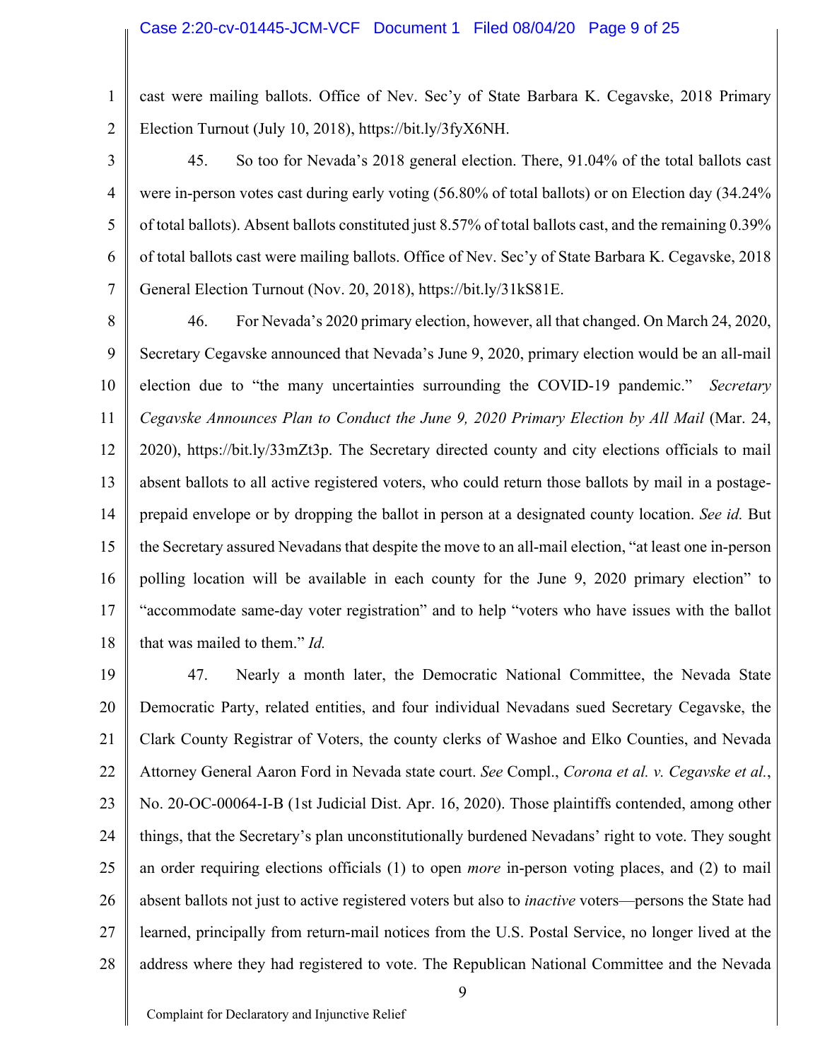cast were mailing ballots. Office of Nev. Sec'y of State Barbara K. Cegavske, 2018 Primary Election Turnout (July 10, 2018), https://bit.ly/3fyX6NH.

45. So too for Nevada's 2018 general election. There, 91.04% of the total ballots cast were in-person votes cast during early voting (56.80% of total ballots) or on Election day (34.24% of total ballots). Absent ballots constituted just 8.57% of total ballots cast, and the remaining 0.39% of total ballots cast were mailing ballots. Office of Nev. Sec'y of State Barbara K. Cegavske, 2018 General Election Turnout (Nov. 20, 2018), https://bit.ly/31kS81E.

46. For Nevada's 2020 primary election, however, all that changed. On March 24, 2020, Secretary Cegavske announced that Nevada's June 9, 2020, primary election would be an all-mail election due to "the many uncertainties surrounding the COVID-19 pandemic." *Secretary Cegavske Announces Plan to Conduct the June 9, 2020 Primary Election by All Mail* (Mar. 24, 2020), https://bit.ly/33mZt3p. The Secretary directed county and city elections officials to mail absent ballots to all active registered voters, who could return those ballots by mail in a postage-prepaid envelope or by dropping the ballot in person at a designated county location. *See id.* But the Secretary assured Nevadans that despite the move to an all-mail election, "at least one in-person polling location will be available in each county for the June 9, 2020 primary election" to "accommodate same-day voter registration" and to help "voters who have issues with the ballot that was mailed to them." *Id.*

47. Nearly a month later, the Democratic National Committee, the Nevada State Democratic Party, related entities, and four individual Nevadans sued Secretary Cegavske, the Clark County Registrar of Voters, the county clerks of Washoe and Elko Counties, and Nevada Attorney General Aaron Ford in Nevada state court. *See* Compl., *Corona et al. v. Cegavske et al.*, No. 20-OC-00064-I-B (1st Judicial Dist. Apr. 16, 2020). Those plaintiffs contended, among other things, that the Secretary's plan unconstitutionally burdened Nevadans' right to vote. They sought an order requiring elections officials (1) to open *more* in-person voting places, and (2) to mail absent ballots not just to active registered voters but also to *inactive* voters—persons the State had learned, principally from return-mail notices from the U.S. Postal Service, no longer lived at the address where they had registered to vote. The Republican National Committee and the Nevada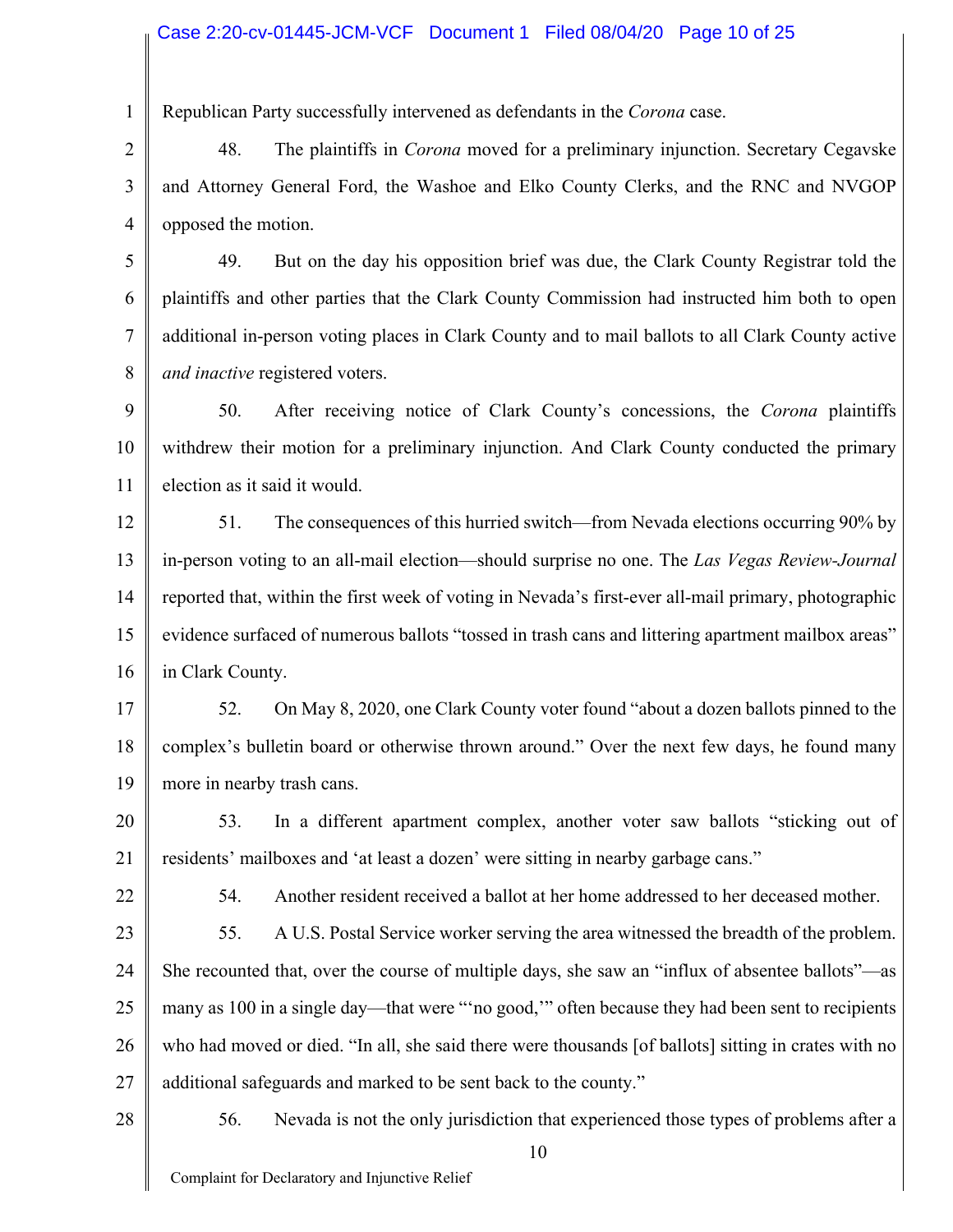Republican Party successfully intervened as defendants in the *Corona* case.

48. The plaintiffs in *Corona* moved for a preliminary injunction. Secretary Cegavske and Attorney General Ford, the Washoe and Elko County Clerks, and the RNC and NVGOP opposed the motion.

49. But on the day his opposition brief was due, the Clark County Registrar told the plaintiffs and other parties that the Clark County Commission had instructed him both to open additional in-person voting places in Clark County and to mail ballots to all Clark County active *and inactive* registered voters.

50. After receiving notice of Clark County's concessions, the *Corona* plaintiffs withdrew their motion for a preliminary injunction. And Clark County conducted the primary election as it said it would.

51. The consequences of this hurried switch—from Nevada elections occurring 90% by in-person voting to an all-mail election—should surprise no one. The *Las Vegas Review-Journal* reported that, within the first week of voting in Nevada's first-ever all-mail primary, photographic evidence surfaced of numerous ballots "tossed in trash cans and littering apartment mailbox areas" in Clark County.

52. On May 8, 2020, one Clark County voter found "about a dozen ballots pinned to the complex's bulletin board or otherwise thrown around." Over the next few days, he found many more in nearby trash cans.

53. In a different apartment complex, another voter saw ballots "sticking out of residents' mailboxes and 'at least a dozen' were sitting in nearby garbage cans."

54. Another resident received a ballot at her home addressed to her deceased mother.

55. A U.S. Postal Service worker serving the area witnessed the breadth of the problem. She recounted that, over the course of multiple days, she saw an "influx of absentee ballots"—as many as 100 in a single day—that were "'no good,'" often because they had been sent to recipients who had moved or died. "In all, she said there were thousands [of ballots] sitting in crates with no additional safeguards and marked to be sent back to the county."

56. Nevada is not the only jurisdiction that experienced those types of problems after a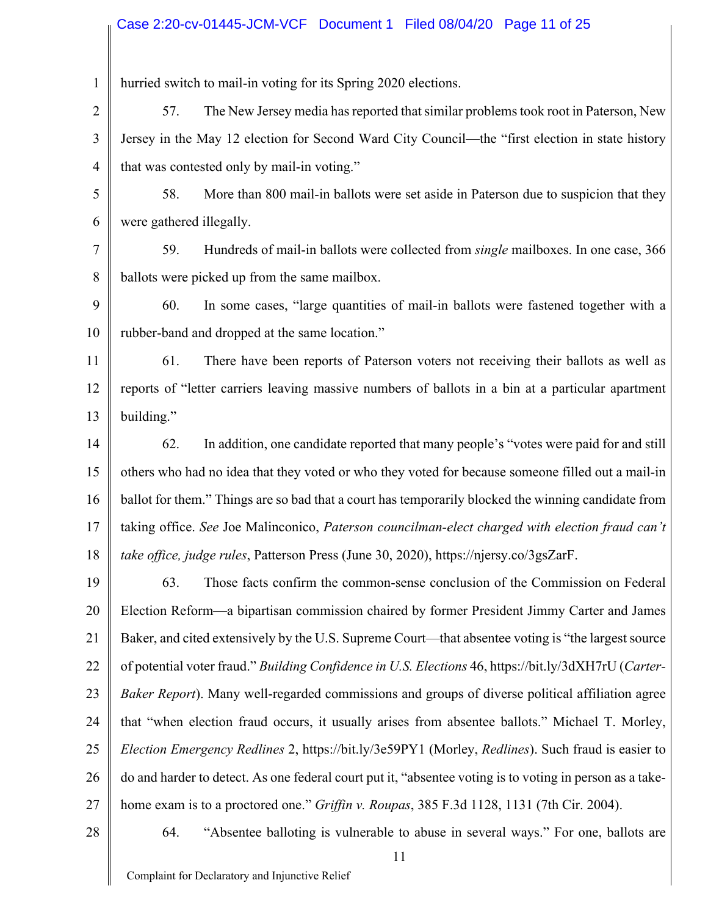hurried switch to mail-in voting for its Spring 2020 elections.

57. The New Jersey media has reported that similar problems took root in Paterson, New Jersey in the May 12 election for Second Ward City Council—the "first election in state history that was contested only by mail-in voting."

58. More than 800 mail-in ballots were set aside in Paterson due to suspicion that they were gathered illegally.

59. Hundreds of mail-in ballots were collected from *single* mailboxes. In one case, 366 ballots were picked up from the same mailbox.

60. In some cases, "large quantities of mail-in ballots were fastened together with a rubber-band and dropped at the same location."

61. There have been reports of Paterson voters not receiving their ballots as well as reports of "letter carriers leaving massive numbers of ballots in a bin at a particular apartment building."

62. In addition, one candidate reported that many people's "votes were paid for and still others who had no idea that they voted or who they voted for because someone filled out a mail-in ballot for them." Things are so bad that a court has temporarily blocked the winning candidate from taking office. *See* Joe Malinconico, *Paterson councilman-elect charged with election fraud can't take office, judge rules*, Patterson Press (June 30, 2020), https://njersy.co/3gsZarF.

63. Those facts confirm the common-sense conclusion of the Commission on Federal Election Reform—a bipartisan commission chaired by former President Jimmy Carter and James Baker, and cited extensively by the U.S. Supreme Court—that absentee voting is "the largest source of potential voter fraud." *Building Confidence in U.S. Elections* 46, https://bit.ly/3dXH7rU (*Carter-Baker Report*). Many well-regarded commissions and groups of diverse political affiliation agree that "when election fraud occurs, it usually arises from absentee ballots." Michael T. Morley, *Election Emergency Redlines* 2, https://bit.ly/3e59PY1 (Morley, *Redlines*). Such fraud is easier to do and harder to detect. As one federal court put it, "absentee voting is to voting in person as a take-home exam is to a proctored one." *Griffin v. Roupas*, 385 F.3d 1128, 1131 (7th Cir. 2004).

64. "Absentee balloting is vulnerable to abuse in several ways." For one, ballots are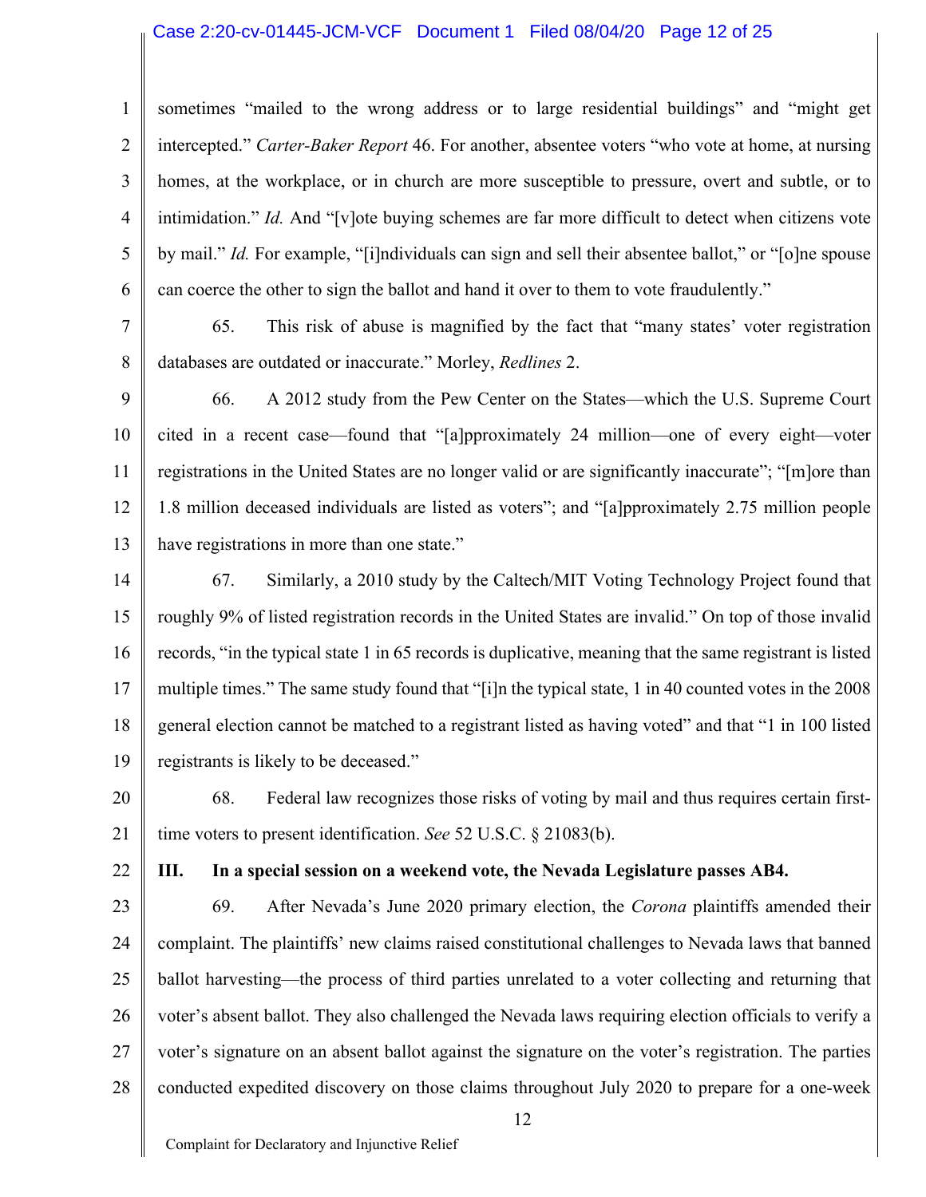sometimes "mailed to the wrong address or to large residential buildings" and "might get intercepted." *Carter-Baker Report* 46. For another, absentee voters "who vote at home, at nursing homes, at the workplace, or in church are more susceptible to pressure, overt and subtle, or to intimidation." *Id.* And "[v]ote buying schemes are far more difficult to detect when citizens vote by mail." *Id.* For example, "[i]ndividuals can sign and sell their absentee ballot," or "[o]ne spouse can coerce the other to sign the ballot and hand it over to them to vote fraudulently."

65. This risk of abuse is magnified by the fact that "many states' voter registration databases are outdated or inaccurate." Morley, *Redlines* 2.

66. A 2012 study from the Pew Center on the States—which the U.S. Supreme Court cited in a recent case—found that "[a]pproximately 24 million—one of every eight—voter registrations in the United States are no longer valid or are significantly inaccurate"; "[m]ore than 1.8 million deceased individuals are listed as voters"; and "[a]pproximately 2.75 million people have registrations in more than one state."

67. Similarly, a 2010 study by the Caltech/MIT Voting Technology Project found that roughly 9% of listed registration records in the United States are invalid." On top of those invalid records, "in the typical state 1 in 65 records is duplicative, meaning that the same registrant is listed multiple times." The same study found that "[i]n the typical state, 1 in 40 counted votes in the 2008 general election cannot be matched to a registrant listed as having voted" and that "1 in 100 listed registrants is likely to be deceased."

68. Federal law recognizes those risks of voting by mail and thus requires certain first-time voters to present identification. *See* 52 U.S.C. § 21083(b).

## III. In a special session on a weekend vote, the Nevada Legislature passes AB4.

69. After Nevada's June 2020 primary election, the *Corona* plaintiffs amended their complaint. The plaintiffs' new claims raised constitutional challenges to Nevada laws that banned ballot harvesting—the process of third parties unrelated to a voter collecting and returning that voter's absent ballot. They also challenged the Nevada laws requiring election officials to verify a voter's signature on an absent ballot against the signature on the voter's registration. The parties conducted expedited discovery on those claims throughout July 2020 to prepare for a one-week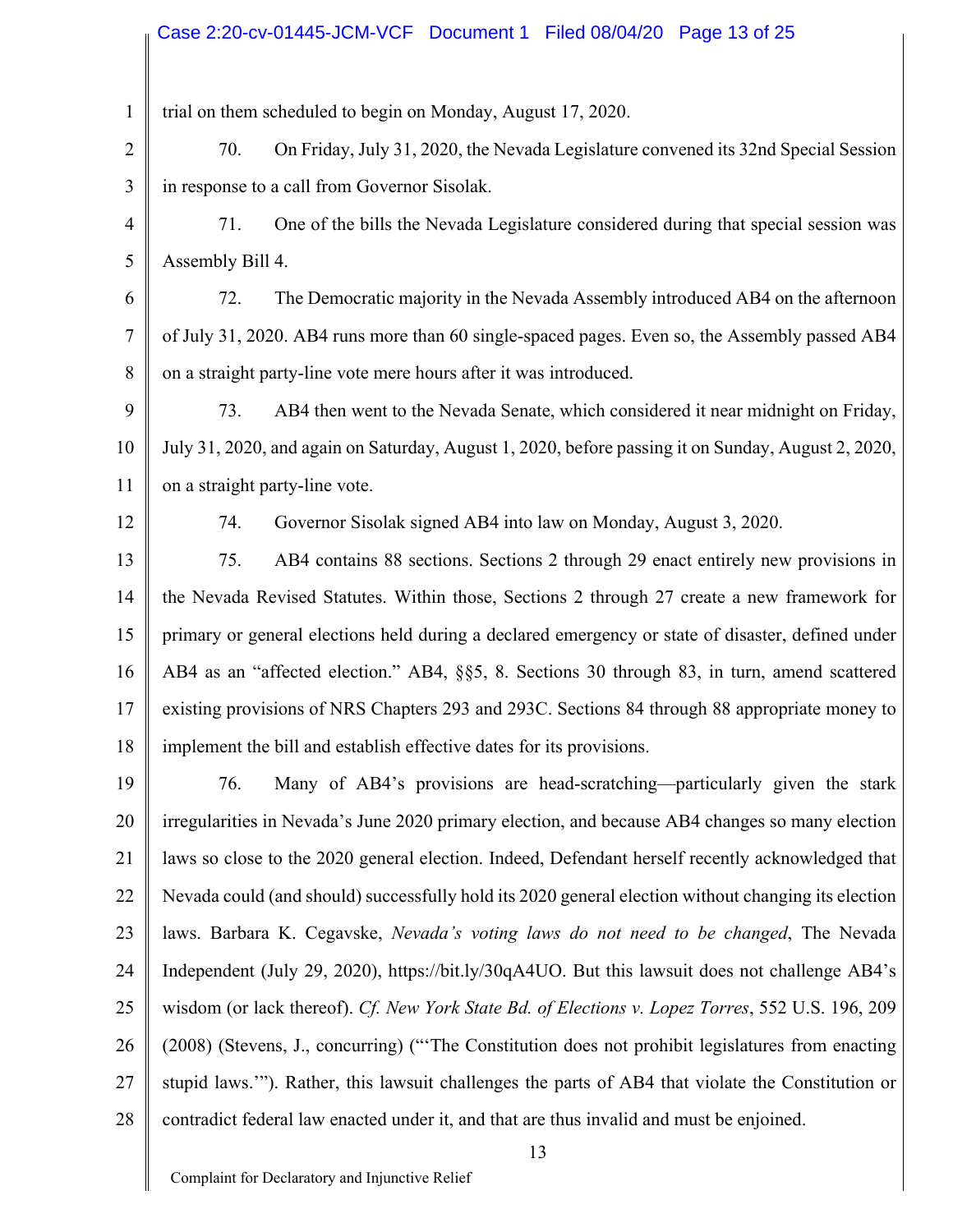trial on them scheduled to begin on Monday, August 17, 2020.

70. On Friday, July 31, 2020, the Nevada Legislature convened its 32nd Special Session in response to a call from Governor Sisolak.

71. One of the bills the Nevada Legislature considered during that special session was Assembly Bill 4.

72. The Democratic majority in the Nevada Assembly introduced AB4 on the afternoon of July 31, 2020. AB4 runs more than 60 single-spaced pages. Even so, the Assembly passed AB4 on a straight party-line vote mere hours after it was introduced.

73. AB4 then went to the Nevada Senate, which considered it near midnight on Friday, July 31, 2020, and again on Saturday, August 1, 2020, before passing it on Sunday, August 2, 2020, on a straight party-line vote.

74. Governor Sisolak signed AB4 into law on Monday, August 3, 2020.

75. AB4 contains 88 sections. Sections 2 through 29 enact entirely new provisions in the Nevada Revised Statutes. Within those, Sections 2 through 27 create a new framework for primary or general elections held during a declared emergency or state of disaster, defined under AB4 as an "affected election." AB4, §§5, 8. Sections 30 through 83, in turn, amend scattered existing provisions of NRS Chapters 293 and 293C. Sections 84 through 88 appropriate money to implement the bill and establish effective dates for its provisions.

76. Many of AB4's provisions are head-scratching—particularly given the stark irregularities in Nevada's June 2020 primary election, and because AB4 changes so many election laws so close to the 2020 general election. Indeed, Defendant herself recently acknowledged that Nevada could (and should) successfully hold its 2020 general election without changing its election laws. Barbara K. Cegavske, *Nevada's voting laws do not need to be changed*, The Nevada Independent (July 29, 2020), https://bit.ly/30qA4UO. But this lawsuit does not challenge AB4's wisdom (or lack thereof). *Cf. New York State Bd. of Elections v. Lopez Torres*, 552 U.S. 196, 209 (2008) (Stevens, J., concurring) ("'The Constitution does not prohibit legislatures from enacting stupid laws.'"). Rather, this lawsuit challenges the parts of AB4 that violate the Constitution or contradict federal law enacted under it, and that are thus invalid and must be enjoined.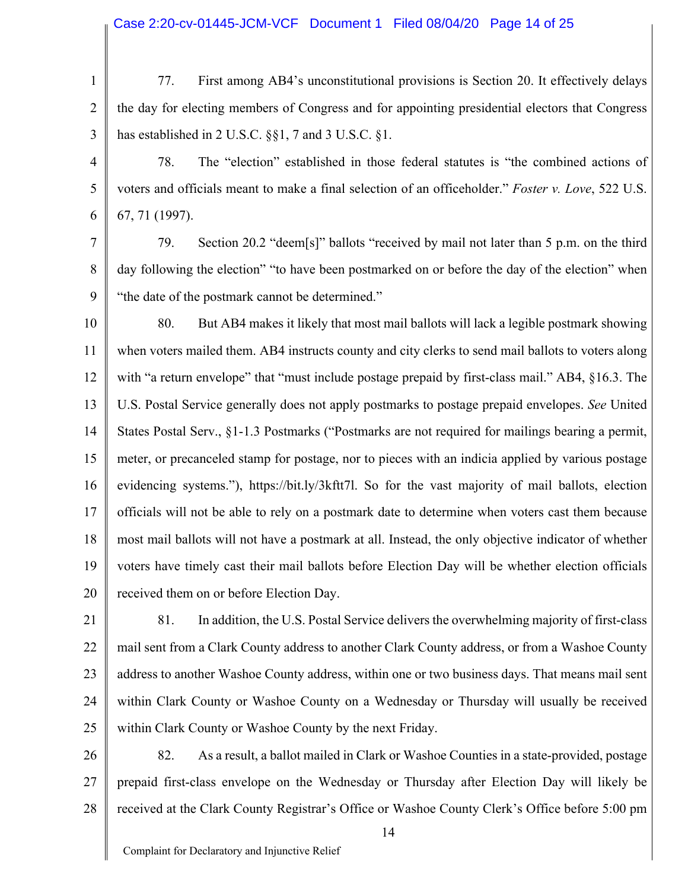77. First among AB4's unconstitutional provisions is Section 20. It effectively delays the day for electing members of Congress and for appointing presidential electors that Congress has established in 2 U.S.C. §§1, 7 and 3 U.S.C. §1.

78. The "election" established in those federal statutes is "the combined actions of voters and officials meant to make a final selection of an officeholder." *Foster v. Love*, 522 U.S. 67, 71 (1997).

79. Section 20.2 "deem[s]" ballots "received by mail not later than 5 p.m. on the third day following the election" "to have been postmarked on or before the day of the election" when "the date of the postmark cannot be determined."

80. But AB4 makes it likely that most mail ballots will lack a legible postmark showing when voters mailed them. AB4 instructs county and city clerks to send mail ballots to voters along with "a return envelope" that "must include postage prepaid by first-class mail." AB4, §16.3. The U.S. Postal Service generally does not apply postmarks to postage prepaid envelopes. *See* United States Postal Serv., §1-1.3 Postmarks ("Postmarks are not required for mailings bearing a permit, meter, or precanceled stamp for postage, nor to pieces with an indicia applied by various postage evidencing systems."), https://bit.ly/3kftt7l. So for the vast majority of mail ballots, election officials will not be able to rely on a postmark date to determine when voters cast them because most mail ballots will not have a postmark at all. Instead, the only objective indicator of whether voters have timely cast their mail ballots before Election Day will be whether election officials received them on or before Election Day.

81. In addition, the U.S. Postal Service delivers the overwhelming majority of first-class mail sent from a Clark County address to another Clark County address, or from a Washoe County address to another Washoe County address, within one or two business days. That means mail sent within Clark County or Washoe County on a Wednesday or Thursday will usually be received within Clark County or Washoe County by the next Friday.

82. As a result, a ballot mailed in Clark or Washoe Counties in a state-provided, postage prepaid first-class envelope on the Wednesday or Thursday after Election Day will likely be received at the Clark County Registrar's Office or Washoe County Clerk's Office before 5:00 pm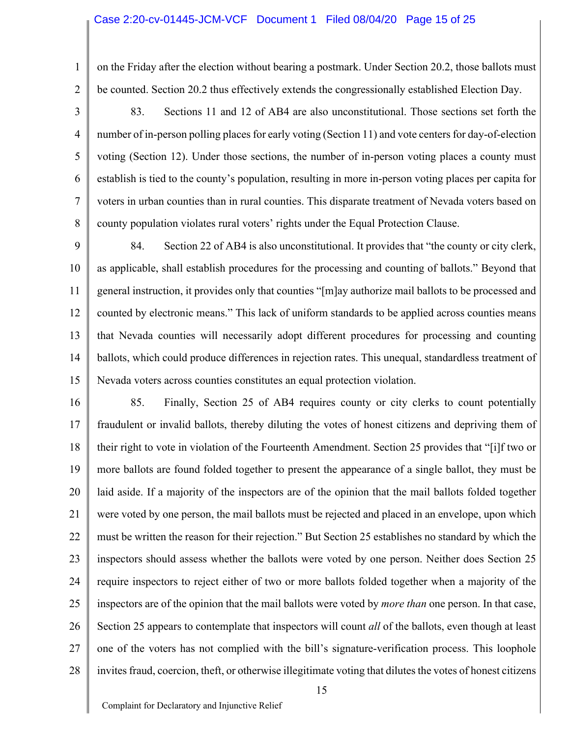on the Friday after the election without bearing a postmark. Under Section 20.2, those ballots must be counted. Section 20.2 thus effectively extends the congressionally established Election Day.

83. Sections 11 and 12 of AB4 are also unconstitutional. Those sections set forth the number of in-person polling places for early voting (Section 11) and vote centers for day-of-election voting (Section 12). Under those sections, the number of in-person voting places a county must establish is tied to the county's population, resulting in more in-person voting places per capita for voters in urban counties than in rural counties. This disparate treatment of Nevada voters based on county population violates rural voters' rights under the Equal Protection Clause.

84. Section 22 of AB4 is also unconstitutional. It provides that "the county or city clerk, as applicable, shall establish procedures for the processing and counting of ballots." Beyond that general instruction, it provides only that counties "[m]ay authorize mail ballots to be processed and counted by electronic means." This lack of uniform standards to be applied across counties means that Nevada counties will necessarily adopt different procedures for processing and counting ballots, which could produce differences in rejection rates. This unequal, standardless treatment of Nevada voters across counties constitutes an equal protection violation.

85. Finally, Section 25 of AB4 requires county or city clerks to count potentially fraudulent or invalid ballots, thereby diluting the votes of honest citizens and depriving them of their right to vote in violation of the Fourteenth Amendment. Section 25 provides that "[i]f two or more ballots are found folded together to present the appearance of a single ballot, they must be laid aside. If a majority of the inspectors are of the opinion that the mail ballots folded together were voted by one person, the mail ballots must be rejected and placed in an envelope, upon which must be written the reason for their rejection." But Section 25 establishes no standard by which the inspectors should assess whether the ballots were voted by one person. Neither does Section 25 require inspectors to reject either of two or more ballots folded together when a majority of the inspectors are of the opinion that the mail ballots were voted by *more than* one person. In that case, Section 25 appears to contemplate that inspectors will count *all* of the ballots, even though at least one of the voters has not complied with the bill's signature-verification process. This loophole invites fraud, coercion, theft, or otherwise illegitimate voting that dilutes the votes of honest citizens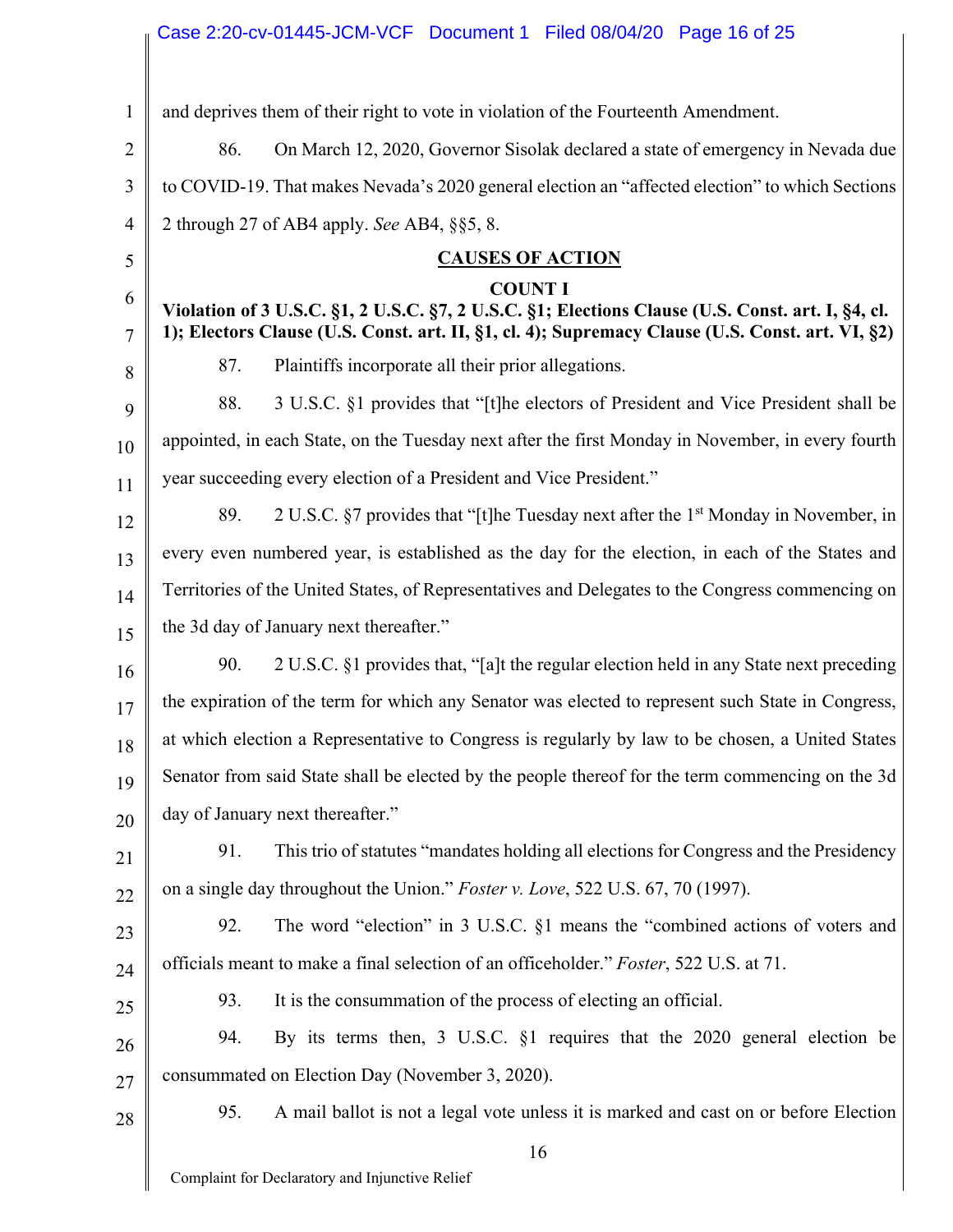and deprives them of their right to vote in violation of the Fourteenth Amendment.

86. On March 12, 2020, Governor Sisolak declared a state of emergency in Nevada due to COVID-19. That makes Nevada's 2020 general election an "affected election" to which Sections 2 through 27 of AB4 apply. *See* AB4, §§5, 8.

## CAUSES OF ACTION

### COUNT I

**Violation of 3 U.S.C. §1, 2 U.S.C. §7, 2 U.S.C. §1; Elections Clause (U.S. Const. art. I, §4, cl. 1); Electors Clause (U.S. Const. art. II, §1, cl. 4); Supremacy Clause (U.S. Const. art. VI, §2)**

87. Plaintiffs incorporate all their prior allegations.

88. 3 U.S.C. §1 provides that "[t]he electors of President and Vice President shall be appointed, in each State, on the Tuesday next after the first Monday in November, in every fourth year succeeding every election of a President and Vice President."

89. 2 U.S.C. §7 provides that "[t]he Tuesday next after the 1st Monday in November, in every even numbered year, is established as the day for the election, in each of the States and Territories of the United States, of Representatives and Delegates to the Congress commencing on the 3d day of January next thereafter."

90. 2 U.S.C. §1 provides that, "[a]t the regular election held in any State next preceding the expiration of the term for which any Senator was elected to represent such State in Congress, at which election a Representative to Congress is regularly by law to be chosen, a United States Senator from said State shall be elected by the people thereof for the term commencing on the 3d day of January next thereafter."

91. This trio of statutes "mandates holding all elections for Congress and the Presidency on a single day throughout the Union." *Foster v. Love*, 522 U.S. 67, 70 (1997).

92. The word "election" in 3 U.S.C. §1 means the "combined actions of voters and officials meant to make a final selection of an officeholder." *Foster*, 522 U.S. at 71.

93. It is the consummation of the process of electing an official.

94. By its terms then, 3 U.S.C. §1 requires that the 2020 general election be consummated on Election Day (November 3, 2020).

95. A mail ballot is not a legal vote unless it is marked and cast on or before Election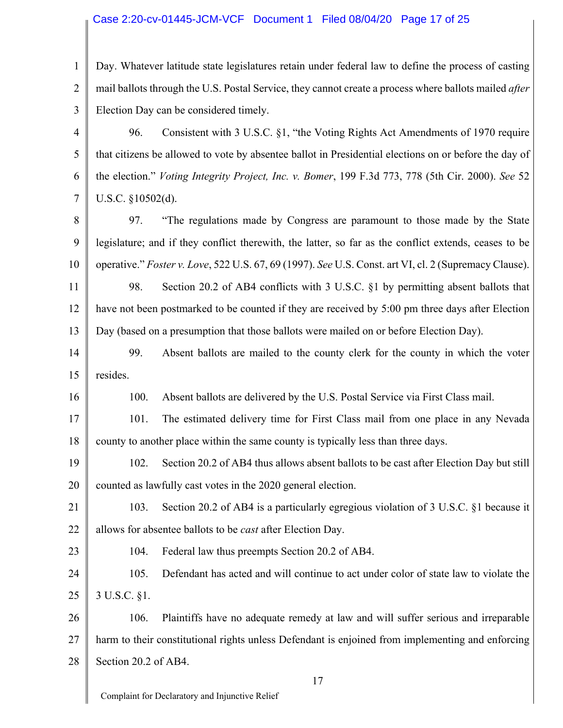Day. Whatever latitude state legislatures retain under federal law to define the process of casting mail ballots through the U.S. Postal Service, they cannot create a process where ballots mailed *after* Election Day can be considered timely.

96. Consistent with 3 U.S.C. §1, "the Voting Rights Act Amendments of 1970 require that citizens be allowed to vote by absentee ballot in Presidential elections on or before the day of the election." *Voting Integrity Project, Inc. v. Bomer*, 199 F.3d 773, 778 (5th Cir. 2000). *See* 52 U.S.C. §10502(d).

97. "The regulations made by Congress are paramount to those made by the State legislature; and if they conflict therewith, the latter, so far as the conflict extends, ceases to be operative." *Foster v. Love*, 522 U.S. 67, 69 (1997). *See* U.S. Const. art VI, cl. 2 (Supremacy Clause).

98. Section 20.2 of AB4 conflicts with 3 U.S.C. §1 by permitting absent ballots that have not been postmarked to be counted if they are received by 5:00 pm three days after Election Day (based on a presumption that those ballots were mailed on or before Election Day).

99. Absent ballots are mailed to the county clerk for the county in which the voter resides.

100. Absent ballots are delivered by the U.S. Postal Service via First Class mail.

101. The estimated delivery time for First Class mail from one place in any Nevada county to another place within the same county is typically less than three days.

102. Section 20.2 of AB4 thus allows absent ballots to be cast after Election Day but still counted as lawfully cast votes in the 2020 general election.

103. Section 20.2 of AB4 is a particularly egregious violation of 3 U.S.C. §1 because it allows for absentee ballots to be *cast* after Election Day.

104. Federal law thus preempts Section 20.2 of AB4.

105. Defendant has acted and will continue to act under color of state law to violate the 3 U.S.C. §1.

106. Plaintiffs have no adequate remedy at law and will suffer serious and irreparable harm to their constitutional rights unless Defendant is enjoined from implementing and enforcing Section 20.2 of AB4.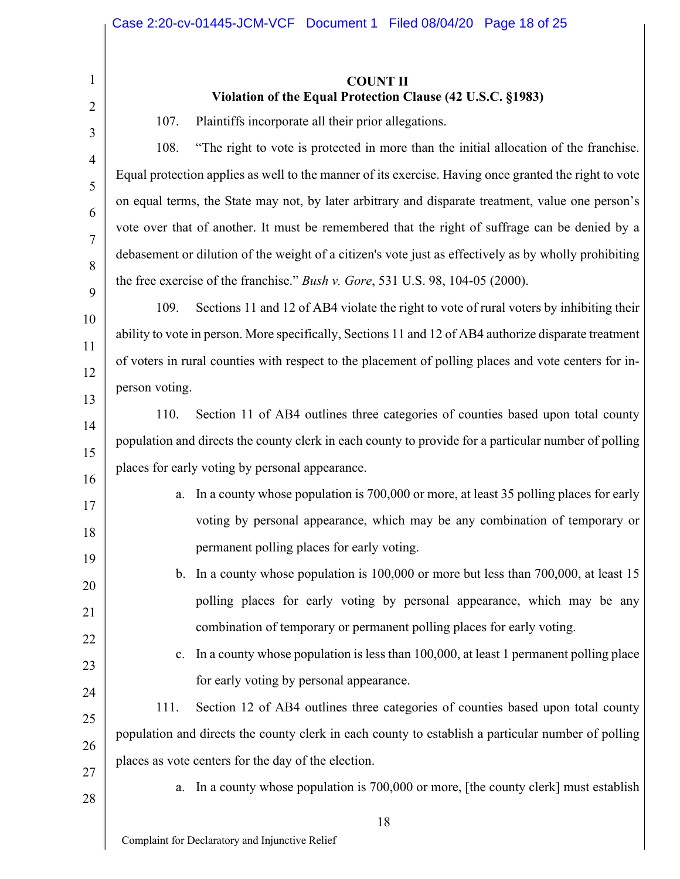**COUNT II**
**Violation of the Equal Protection Clause (42 U.S.C. §1983)**

107. Plaintiffs incorporate all their prior allegations.

108. "The right to vote is protected in more than the initial allocation of the franchise. Equal protection applies as well to the manner of its exercise. Having once granted the right to vote on equal terms, the State may not, by later arbitrary and disparate treatment, value one person's vote over that of another. It must be remembered that the right of suffrage can be denied by a debasement or dilution of the weight of a citizen's vote just as effectively as by wholly prohibiting the free exercise of the franchise." *Bush v. Gore*, 531 U.S. 98, 104-05 (2000).

109. Sections 11 and 12 of AB4 violate the right to vote of rural voters by inhibiting their ability to vote in person. More specifically, Sections 11 and 12 of AB4 authorize disparate treatment of voters in rural counties with respect to the placement of polling places and vote centers for in-person voting.

110. Section 11 of AB4 outlines three categories of counties based upon total county population and directs the county clerk in each county to provide for a particular number of polling places for early voting by personal appearance.

a. In a county whose population is 700,000 or more, at least 35 polling places for early voting by personal appearance, which may be any combination of temporary or permanent polling places for early voting.

b. In a county whose population is 100,000 or more but less than 700,000, at least 15 polling places for early voting by personal appearance, which may be any combination of temporary or permanent polling places for early voting.

c. In a county whose population is less than 100,000, at least 1 permanent polling place for early voting by personal appearance.

111. Section 12 of AB4 outlines three categories of counties based upon total county population and directs the county clerk in each county to establish a particular number of polling places as vote centers for the day of the election.

a. In a county whose population is 700,000 or more, [the county clerk] must establish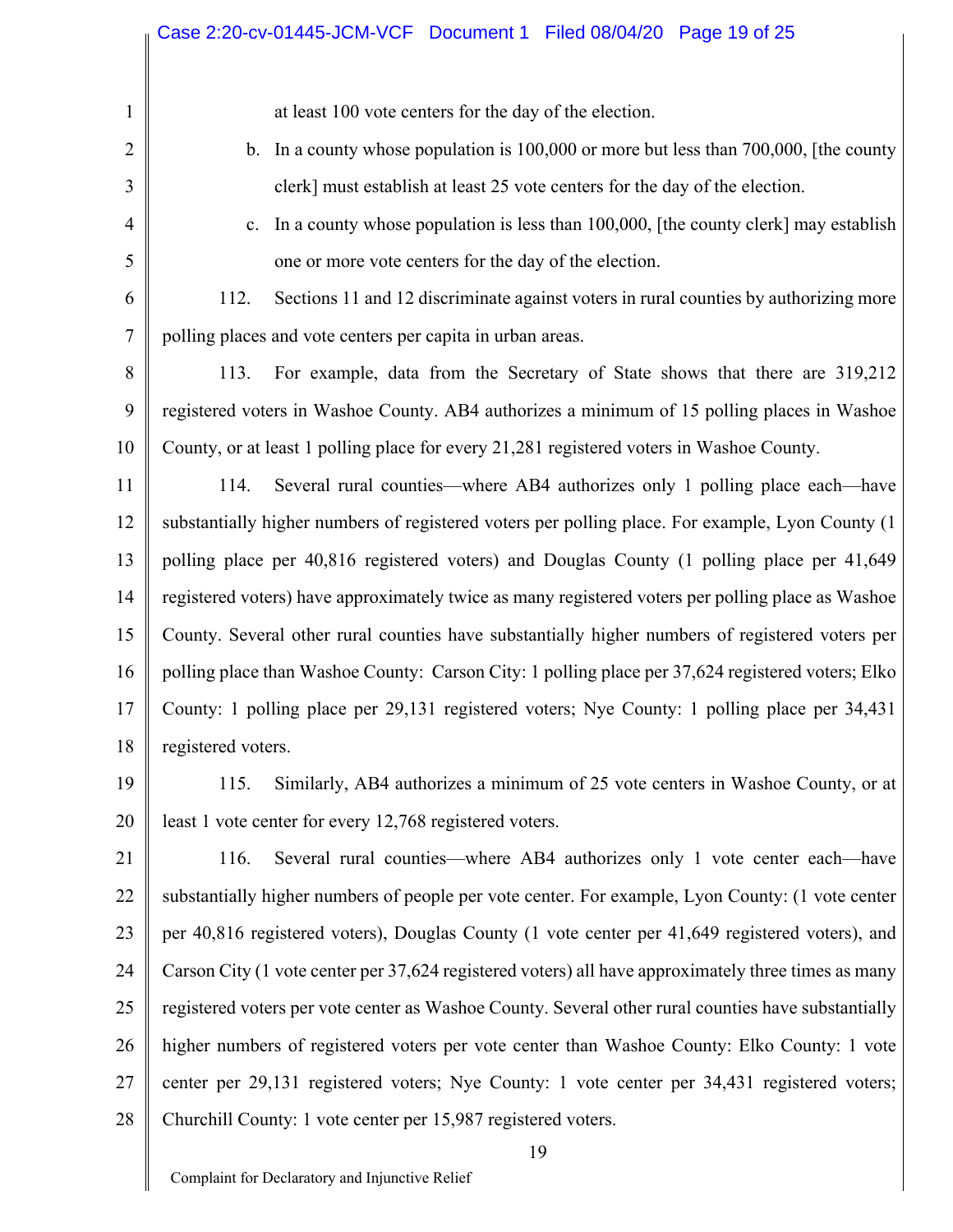at least 100 vote centers for the day of the election.

b. In a county whose population is 100,000 or more but less than 700,000, [the county clerk] must establish at least 25 vote centers for the day of the election.

c. In a county whose population is less than 100,000, [the county clerk] may establish one or more vote centers for the day of the election.

112. Sections 11 and 12 discriminate against voters in rural counties by authorizing more polling places and vote centers per capita in urban areas.

113. For example, data from the Secretary of State shows that there are 319,212 registered voters in Washoe County. AB4 authorizes a minimum of 15 polling places in Washoe County, or at least 1 polling place for every 21,281 registered voters in Washoe County.

114. Several rural counties—where AB4 authorizes only 1 polling place each—have substantially higher numbers of registered voters per polling place. For example, Lyon County (1 polling place per 40,816 registered voters) and Douglas County (1 polling place per 41,649 registered voters) have approximately twice as many registered voters per polling place as Washoe County. Several other rural counties have substantially higher numbers of registered voters per polling place than Washoe County: Carson City: 1 polling place per 37,624 registered voters; Elko County: 1 polling place per 29,131 registered voters; Nye County: 1 polling place per 34,431 registered voters.

115. Similarly, AB4 authorizes a minimum of 25 vote centers in Washoe County, or at least 1 vote center for every 12,768 registered voters.

116. Several rural counties—where AB4 authorizes only 1 vote center each—have substantially higher numbers of people per vote center. For example, Lyon County: (1 vote center per 40,816 registered voters), Douglas County (1 vote center per 41,649 registered voters), and Carson City (1 vote center per 37,624 registered voters) all have approximately three times as many registered voters per vote center as Washoe County. Several other rural counties have substantially higher numbers of registered voters per vote center than Washoe County: Elko County: 1 vote center per 29,131 registered voters; Nye County: 1 vote center per 34,431 registered voters; Churchill County: 1 vote center per 15,987 registered voters.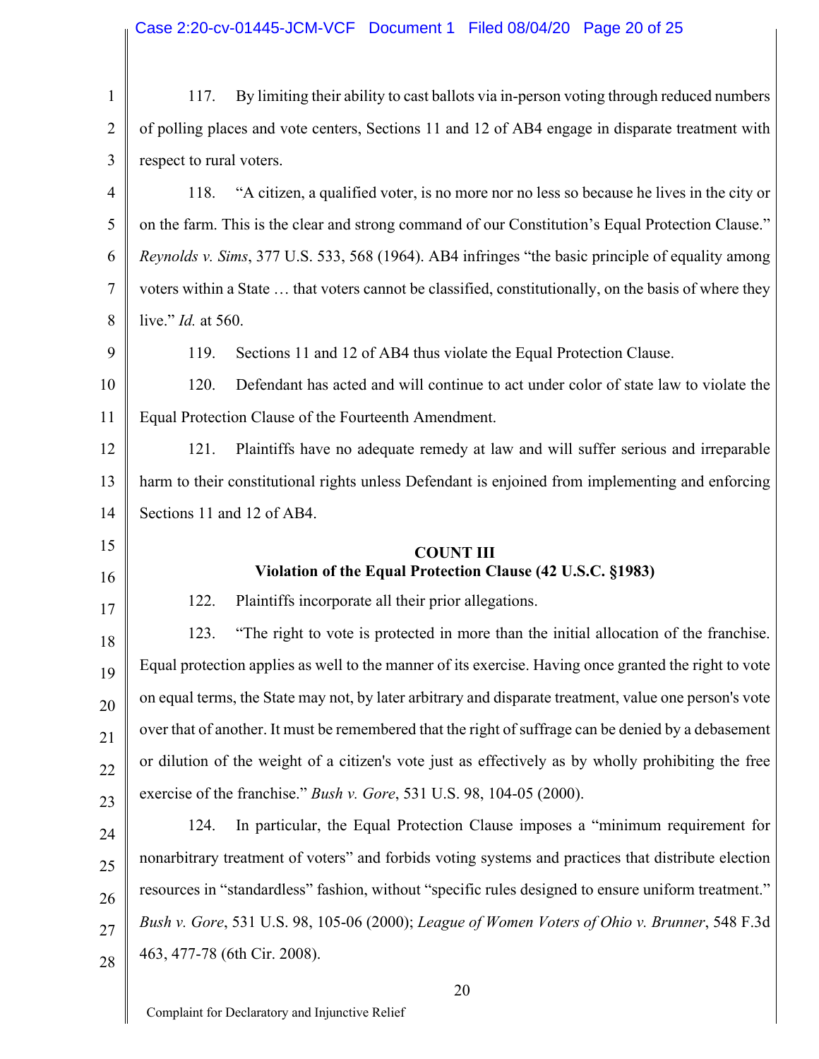117. By limiting their ability to cast ballots via in-person voting through reduced numbers of polling places and vote centers, Sections 11 and 12 of AB4 engage in disparate treatment with respect to rural voters.

118. "A citizen, a qualified voter, is no more nor no less so because he lives in the city or on the farm. This is the clear and strong command of our Constitution's Equal Protection Clause." *Reynolds v. Sims*, 377 U.S. 533, 568 (1964). AB4 infringes "the basic principle of equality among voters within a State … that voters cannot be classified, constitutionally, on the basis of where they live." *Id.* at 560.

119. Sections 11 and 12 of AB4 thus violate the Equal Protection Clause.

120. Defendant has acted and will continue to act under color of state law to violate the Equal Protection Clause of the Fourteenth Amendment.

121. Plaintiffs have no adequate remedy at law and will suffer serious and irreparable harm to their constitutional rights unless Defendant is enjoined from implementing and enforcing Sections 11 and 12 of AB4.

**COUNT III**
**Violation of the Equal Protection Clause (42 U.S.C. §1983)**

122. Plaintiffs incorporate all their prior allegations.

123. "The right to vote is protected in more than the initial allocation of the franchise. Equal protection applies as well to the manner of its exercise. Having once granted the right to vote on equal terms, the State may not, by later arbitrary and disparate treatment, value one person's vote over that of another. It must be remembered that the right of suffrage can be denied by a debasement or dilution of the weight of a citizen's vote just as effectively as by wholly prohibiting the free exercise of the franchise." *Bush v. Gore*, 531 U.S. 98, 104-05 (2000).

124. In particular, the Equal Protection Clause imposes a "minimum requirement for nonarbitrary treatment of voters" and forbids voting systems and practices that distribute election resources in "standardless" fashion, without "specific rules designed to ensure uniform treatment." *Bush v. Gore*, 531 U.S. 98, 105-06 (2000); *League of Women Voters of Ohio v. Brunner*, 548 F.3d 463, 477-78 (6th Cir. 2008).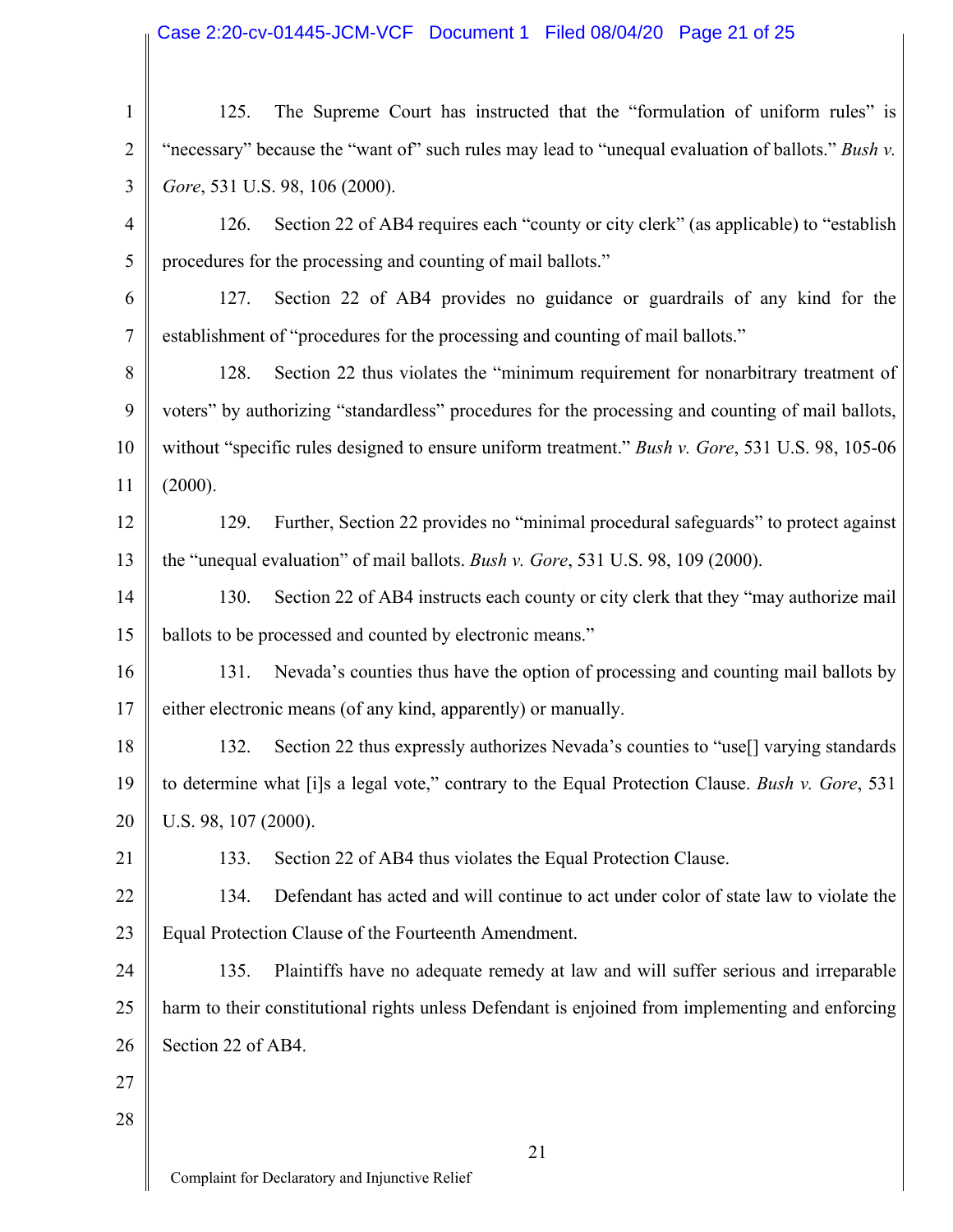125. The Supreme Court has instructed that the "formulation of uniform rules" is "necessary" because the "want of" such rules may lead to "unequal evaluation of ballots." *Bush v. Gore*, 531 U.S. 98, 106 (2000).

126. Section 22 of AB4 requires each "county or city clerk" (as applicable) to "establish procedures for the processing and counting of mail ballots."

127. Section 22 of AB4 provides no guidance or guardrails of any kind for the establishment of "procedures for the processing and counting of mail ballots."

128. Section 22 thus violates the "minimum requirement for nonarbitrary treatment of voters" by authorizing "standardless" procedures for the processing and counting of mail ballots, without "specific rules designed to ensure uniform treatment." *Bush v. Gore*, 531 U.S. 98, 105-06 (2000).

129. Further, Section 22 provides no "minimal procedural safeguards" to protect against the "unequal evaluation" of mail ballots. *Bush v. Gore*, 531 U.S. 98, 109 (2000).

130. Section 22 of AB4 instructs each county or city clerk that they "may authorize mail ballots to be processed and counted by electronic means."

131. Nevada's counties thus have the option of processing and counting mail ballots by either electronic means (of any kind, apparently) or manually.

132. Section 22 thus expressly authorizes Nevada's counties to "use[] varying standards to determine what [i]s a legal vote," contrary to the Equal Protection Clause. *Bush v. Gore*, 531 U.S. 98, 107 (2000).

133. Section 22 of AB4 thus violates the Equal Protection Clause.

134. Defendant has acted and will continue to act under color of state law to violate the Equal Protection Clause of the Fourteenth Amendment.

135. Plaintiffs have no adequate remedy at law and will suffer serious and irreparable harm to their constitutional rights unless Defendant is enjoined from implementing and enforcing Section 22 of AB4.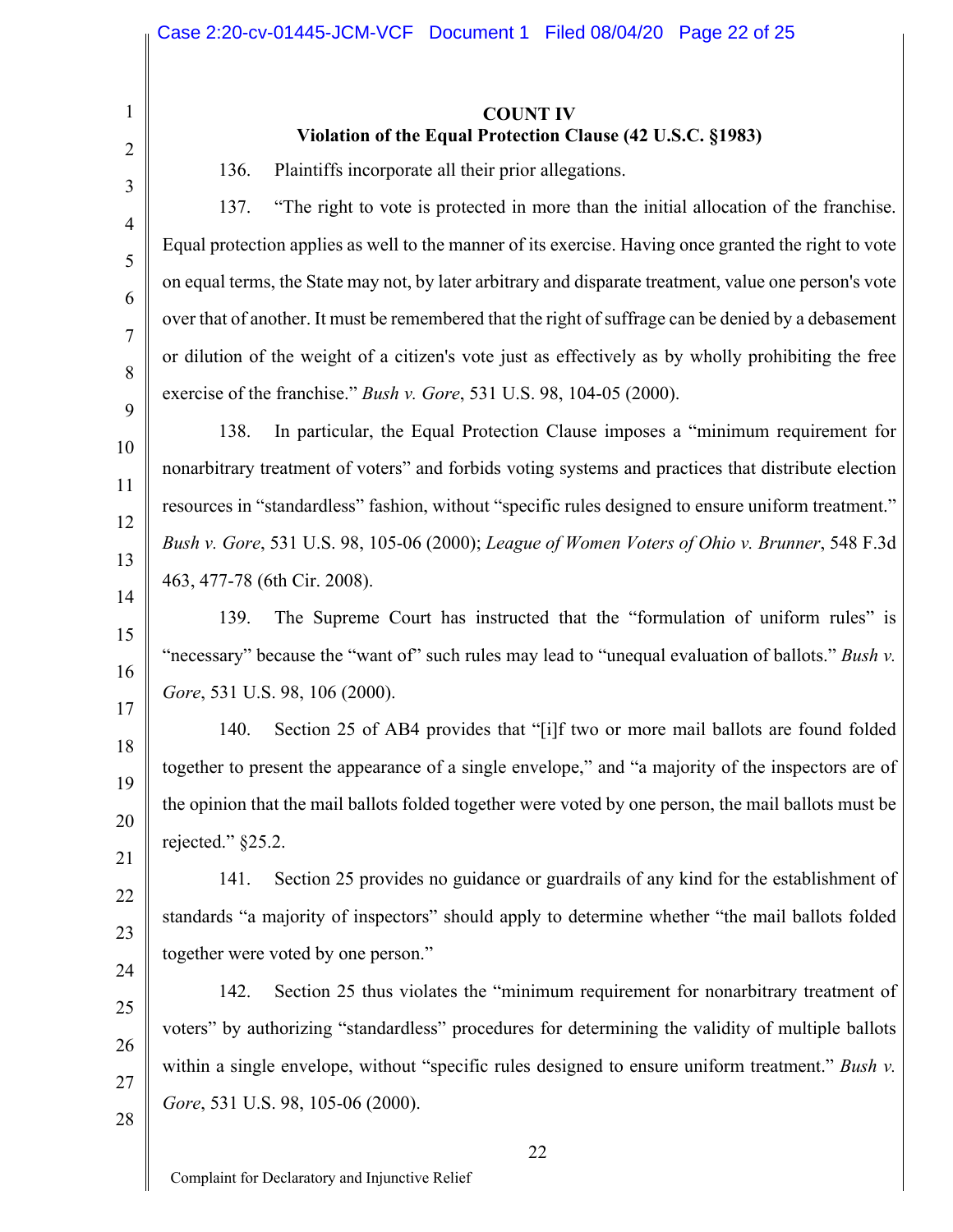## COUNT IV
## Violation of the Equal Protection Clause (42 U.S.C. §1983)

136. Plaintiffs incorporate all their prior allegations.

137. "The right to vote is protected in more than the initial allocation of the franchise. Equal protection applies as well to the manner of its exercise. Having once granted the right to vote on equal terms, the State may not, by later arbitrary and disparate treatment, value one person's vote over that of another. It must be remembered that the right of suffrage can be denied by a debasement or dilution of the weight of a citizen's vote just as effectively as by wholly prohibiting the free exercise of the franchise." *Bush v. Gore*, 531 U.S. 98, 104-05 (2000).

138. In particular, the Equal Protection Clause imposes a "minimum requirement for nonarbitrary treatment of voters" and forbids voting systems and practices that distribute election resources in "standardless" fashion, without "specific rules designed to ensure uniform treatment." *Bush v. Gore*, 531 U.S. 98, 105-06 (2000); *League of Women Voters of Ohio v. Brunner*, 548 F.3d 463, 477-78 (6th Cir. 2008).

139. The Supreme Court has instructed that the "formulation of uniform rules" is "necessary" because the "want of" such rules may lead to "unequal evaluation of ballots." *Bush v. Gore*, 531 U.S. 98, 106 (2000).

140. Section 25 of AB4 provides that "[i]f two or more mail ballots are found folded together to present the appearance of a single envelope," and "a majority of the inspectors are of the opinion that the mail ballots folded together were voted by one person, the mail ballots must be rejected." §25.2.

141. Section 25 provides no guidance or guardrails of any kind for the establishment of standards "a majority of inspectors" should apply to determine whether "the mail ballots folded together were voted by one person."

142. Section 25 thus violates the "minimum requirement for nonarbitrary treatment of voters" by authorizing "standardless" procedures for determining the validity of multiple ballots within a single envelope, without "specific rules designed to ensure uniform treatment." *Bush v. Gore*, 531 U.S. 98, 105-06 (2000).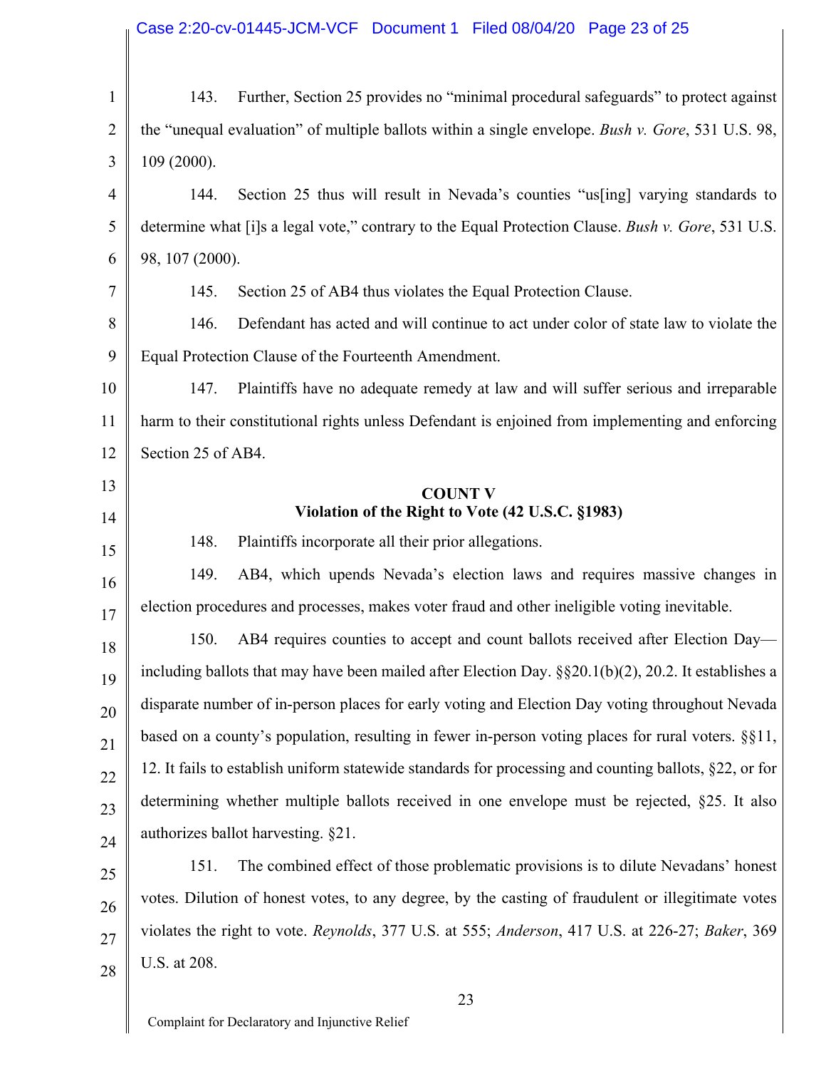143. Further, Section 25 provides no "minimal procedural safeguards" to protect against the "unequal evaluation" of multiple ballots within a single envelope. *Bush v. Gore*, 531 U.S. 98, 109 (2000).

144. Section 25 thus will result in Nevada's counties "us[ing] varying standards to determine what [i]s a legal vote," contrary to the Equal Protection Clause. *Bush v. Gore*, 531 U.S. 98, 107 (2000).

145. Section 25 of AB4 thus violates the Equal Protection Clause.

146. Defendant has acted and will continue to act under color of state law to violate the Equal Protection Clause of the Fourteenth Amendment.

147. Plaintiffs have no adequate remedy at law and will suffer serious and irreparable harm to their constitutional rights unless Defendant is enjoined from implementing and enforcing Section 25 of AB4.

**COUNT V**
**Violation of the Right to Vote (42 U.S.C. §1983)**

148. Plaintiffs incorporate all their prior allegations.

149. AB4, which upends Nevada's election laws and requires massive changes in election procedures and processes, makes voter fraud and other ineligible voting inevitable.

150. AB4 requires counties to accept and count ballots received after Election Day—including ballots that may have been mailed after Election Day. §§20.1(b)(2), 20.2. It establishes a disparate number of in-person places for early voting and Election Day voting throughout Nevada based on a county's population, resulting in fewer in-person voting places for rural voters. §§11, 12. It fails to establish uniform statewide standards for processing and counting ballots, §22, or for determining whether multiple ballots received in one envelope must be rejected, §25. It also authorizes ballot harvesting. §21.

151. The combined effect of those problematic provisions is to dilute Nevadans' honest votes. Dilution of honest votes, to any degree, by the casting of fraudulent or illegitimate votes violates the right to vote. *Reynolds*, 377 U.S. at 555; *Anderson*, 417 U.S. at 226-27; *Baker*, 369 U.S. at 208.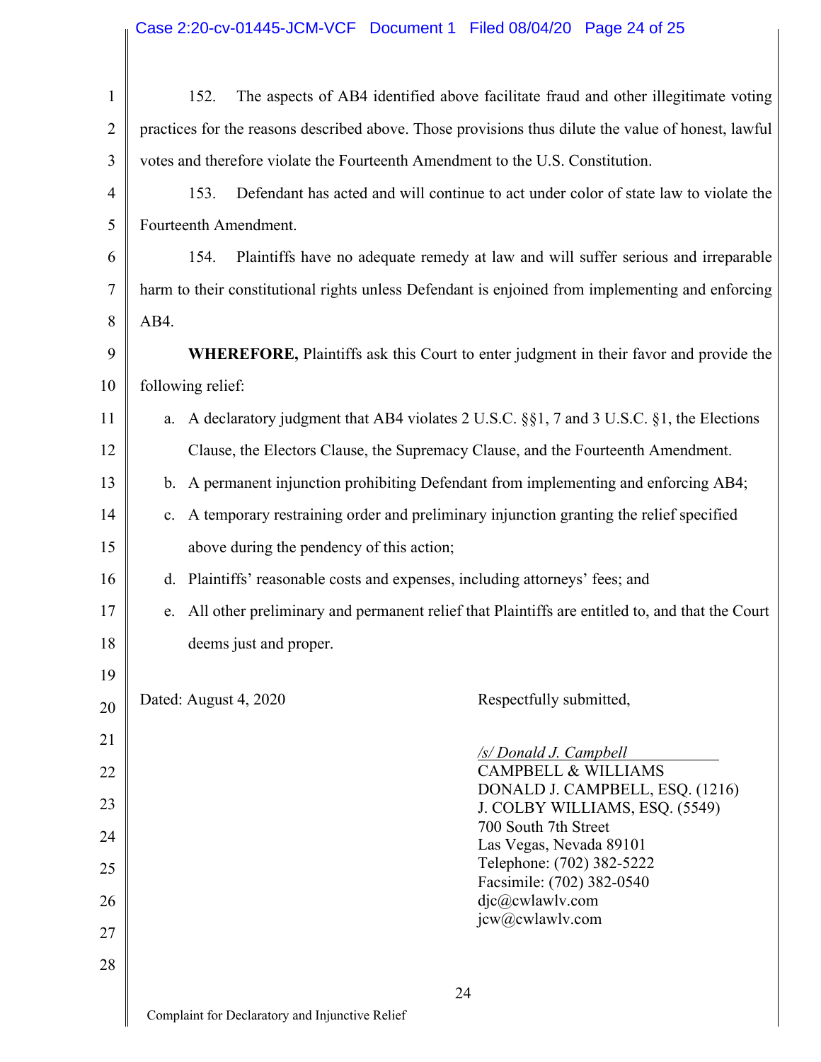152. The aspects of AB4 identified above facilitate fraud and other illegitimate voting practices for the reasons described above. Those provisions thus dilute the value of honest, lawful votes and therefore violate the Fourteenth Amendment to the U.S. Constitution.

153. Defendant has acted and will continue to act under color of state law to violate the Fourteenth Amendment.

154. Plaintiffs have no adequate remedy at law and will suffer serious and irreparable harm to their constitutional rights unless Defendant is enjoined from implementing and enforcing AB4.

**WHEREFORE,** Plaintiffs ask this Court to enter judgment in their favor and provide the following relief:

a. A declaratory judgment that AB4 violates 2 U.S.C. §§1, 7 and 3 U.S.C. §1, the Elections Clause, the Electors Clause, the Supremacy Clause, and the Fourteenth Amendment.

b. A permanent injunction prohibiting Defendant from implementing and enforcing AB4;

c. A temporary restraining order and preliminary injunction granting the relief specified above during the pendency of this action;

d. Plaintiffs' reasonable costs and expenses, including attorneys' fees; and

e. All other preliminary and permanent relief that Plaintiffs are entitled to, and that the Court deems just and proper.

Dated: August 4, 2020

Respectfully submitted,

*/s/ Donald J. Campbell*
CAMPBELL & WILLIAMS
DONALD J. CAMPBELL, ESQ. (1216)
J. COLBY WILLIAMS, ESQ. (5549)
700 South 7th Street
Las Vegas, Nevada 89101
Telephone: (702) 382-5222
Facsimile: (702) 382-0540
djc@cwlawlv.com
jcw@cwlawlv.com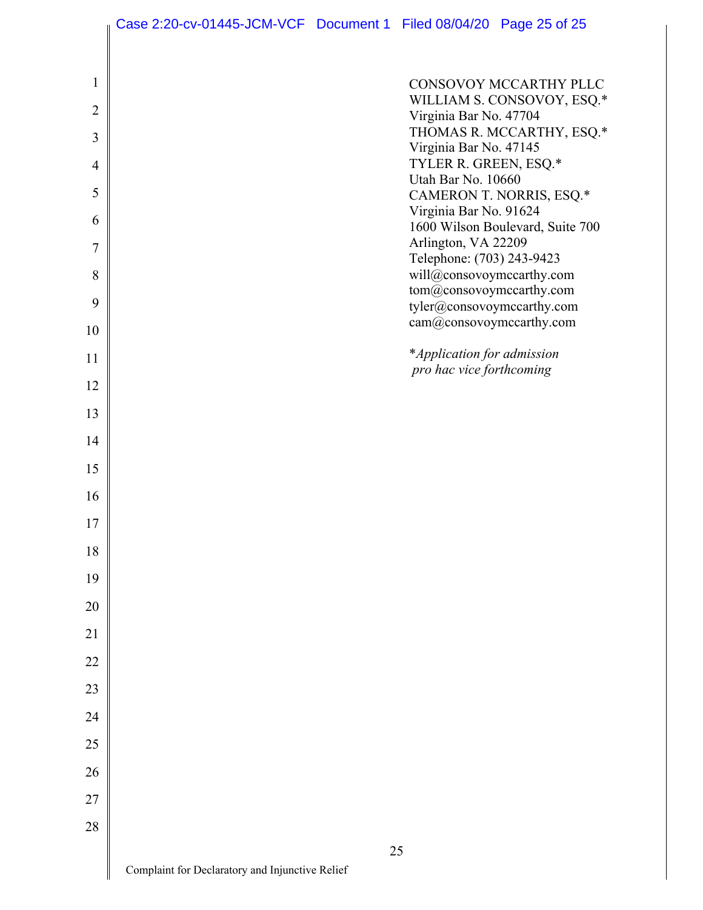CONSOVOY MCCARTHY PLLC
WILLIAM S. CONSOVOY, ESQ.*
Virginia Bar No. 47704
THOMAS R. MCCARTHY, ESQ.*
Virginia Bar No. 47145
TYLER R. GREEN, ESQ.*
Utah Bar No. 10660
CAMERON T. NORRIS, ESQ.*
Virginia Bar No. 91624
1600 Wilson Boulevard, Suite 700
Arlington, VA 22209
Telephone: (703) 243-9423
will@consovoymccarthy.com
tom@consovoymccarthy.com
tyler@consovoymccarthy.com
cam@consovoymccarthy.com

**Application for admission pro hac vice forthcoming*